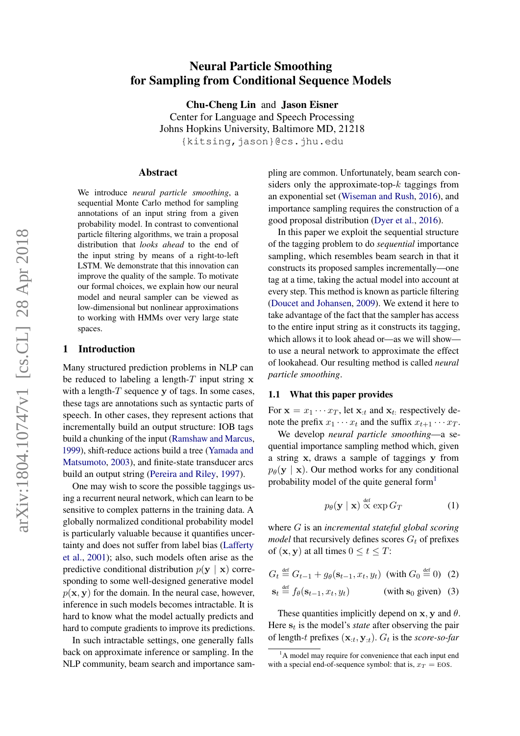# Neural Particle Smoothing for Sampling from Conditional Sequence Models

**Chu-Cheng Lin** and **Jason Eisner**
Center for Language and Speech Processing
Johns Hopkins University, Baltimore MD, 21218
{kitsing,jason}@cs.jhu.edu

## Abstract

We introduce *neural particle smoothing*, a sequential Monte Carlo method for sampling annotations of an input string from a given probability model. In contrast to conventional particle filtering algorithms, we train a proposal distribution that *looks ahead* to the end of the input string by means of a right-to-left LSTM. We demonstrate that this innovation can improve the quality of the sample. To motivate our formal choices, we explain how our neural model and neural sampler can be viewed as low-dimensional but nonlinear approximations to working with HMMs over very large state spaces.

## 1 Introduction

Many structured prediction problems in NLP can be reduced to labeling a length-$T$ input string $\mathbf{x}$ with a length-$T$ sequence $\mathbf{y}$ of tags. In some cases, these tags are annotations such as syntactic parts of speech. In other cases, they represent actions that incrementally build an output structure: IOB tags build a chunking of the input (Ramshaw and Marcus, 1999), shift-reduce actions build a tree (Yamada and Matsumoto, 2003), and finite-state transducer arcs build an output string (Pereira and Riley, 1997).

One may wish to score the possible taggings using a recurrent neural network, which can learn to be sensitive to complex patterns in the training data. A globally normalized conditional probability model is particularly valuable because it quantifies uncertainty and does not suffer from label bias (Lafferty et al., 2001); also, such models often arise as the predictive conditional distribution $p(\mathbf{y} \mid \mathbf{x})$ corresponding to some well-designed generative model $p(\mathbf{x}, \mathbf{y})$ for the domain. In the neural case, however, inference in such models becomes intractable. It is hard to know what the model actually predicts and hard to compute gradients to improve its predictions.

In such intractable settings, one generally falls back on approximate inference or sampling. In the NLP community, beam search and importance sampling are common. Unfortunately, beam search considers only the approximate-top-$k$ taggings from an exponential set (Wiseman and Rush, 2016), and importance sampling requires the construction of a good proposal distribution (Dyer et al., 2016).

In this paper we exploit the sequential structure of the tagging problem to do *sequential* importance sampling, which resembles beam search in that it constructs its proposed samples incrementally—one tag at a time, taking the actual model into account at every step. This method is known as particle filtering (Doucet and Johansen, 2009). We extend it here to take advantage of the fact that the sampler has access to the entire input string as it constructs its tagging, which allows it to look ahead or—as we will show—to use a neural network to approximate the effect of lookahead. Our resulting method is called *neural particle smoothing*.

### 1.1 What this paper provides

For $\mathbf{x} = x_1 \cdots x_T$, let $\mathbf{x}_{:t}$ and $\mathbf{x}_{t:}$ respectively denote the prefix $x_1 \cdots x_t$ and the suffix $x_{t+1} \cdots x_T$.

We develop *neural particle smoothing*—a sequential importance sampling method which, given a string $\mathbf{x}$, draws a sample of taggings $\mathbf{y}$ from $p_\theta(\mathbf{y} \mid \mathbf{x})$. Our method works for any conditional probability model of the quite general form[1]

$$p_\theta(\mathbf{y} \mid \mathbf{x}) \overset{\text{def}}{\propto} \exp G_T \tag{1}$$

where $G$ is an *incremental stateful global scoring model* that recursively defines scores $G_t$ of prefixes of $(\mathbf{x}, \mathbf{y})$ at all times $0 \le t \le T$:

$$G_t \overset{\text{def}}{=} G_{t-1} + g_\theta(\mathbf{s}_{t-1}, x_t, y_t) \quad (\text{with } G_0 \overset{\text{def}}{=} 0) \tag{2}$$

$$\mathbf{s}_t \overset{\text{def}}{=} f_\theta(\mathbf{s}_{t-1}, x_t, y_t) \quad (\text{with } \mathbf{s}_0 \text{ given}) \tag{3}$$

These quantities implicitly depend on $\mathbf{x}, \mathbf{y}$ and $\theta$. Here $\mathbf{s}_t$ is the model's *state* after observing the pair of length-$t$ prefixes $(\mathbf{x}_{:t}, \mathbf{y}_{:t})$. $G_t$ is the *score-so-far*

[1] A model may require for convenience that each input end with a special end-of-sequence symbol: that is, $x_T = \text{EOS}$.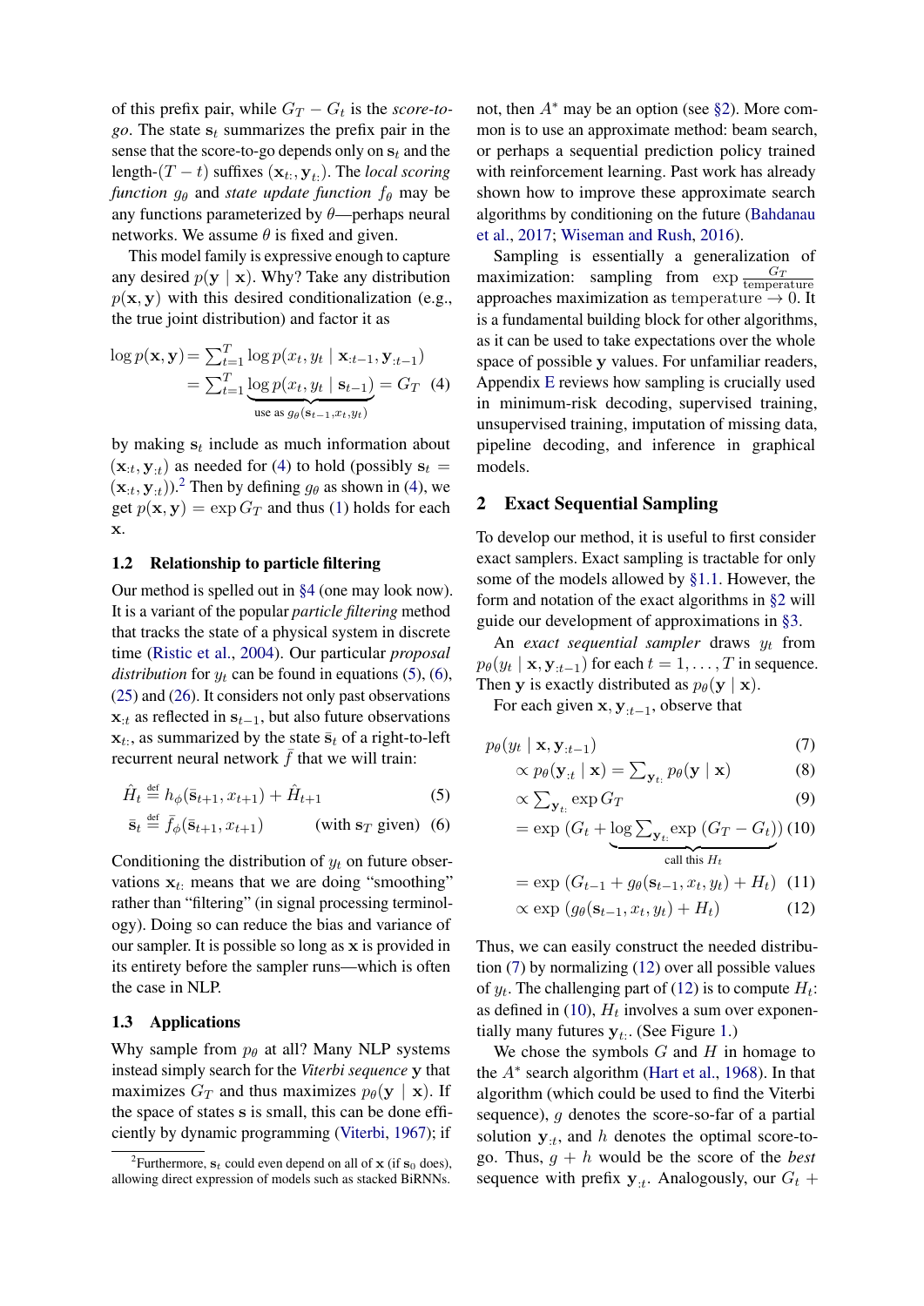of this prefix pair, while $G_T - G_t$ is the *score-to-go*. The state $\mathbf{s}_t$ summarizes the prefix pair in the sense that the score-to-go depends only on $\mathbf{s}_t$ and the length-$(T-t)$ suffixes $(\mathbf{x}_{t:}, \mathbf{y}_{t:})$. The *local scoring function* $g_\theta$ and *state update function* $f_\theta$ may be any functions parameterized by $\theta$—perhaps neural networks. We assume $\theta$ is fixed and given.

This model family is expressive enough to capture any desired $p(\mathbf{y} \mid \mathbf{x})$. Why? Take any distribution $p(\mathbf{x}, \mathbf{y})$ with this desired conditionalization (e.g., the true joint distribution) and factor it as

$$
\begin{aligned}
\log p(\mathbf{x}, \mathbf{y}) &= \textstyle\sum_{t=1}^{T} \log p(x_t, y_t \mid \mathbf{x}_{:t-1}, \mathbf{y}_{:t-1}) \\
&= \textstyle\sum_{t=1}^{T} \underbrace{\log p(x_t, y_t \mid \mathbf{s}_{t-1})}_{\text{use as } g_\theta(\mathbf{s}_{t-1}, x_t, y_t)} = G_T \quad (4)
\end{aligned}
$$

by making $\mathbf{s}_t$ include as much information about $(\mathbf{x}_{:t}, \mathbf{y}_{:t})$ as needed for (4) to hold (possibly $\mathbf{s}_t = (\mathbf{x}_{:t}, \mathbf{y}_{:t})$).[2] Then by defining $g_\theta$ as shown in (4), we get $p(\mathbf{x}, \mathbf{y}) = \exp G_T$ and thus (1) holds for each $\mathbf{x}$.

### 1.2 Relationship to particle filtering

Our method is spelled out in §4 (one may look now). It is a variant of the popular *particle filtering* method that tracks the state of a physical system in discrete time (Ristic et al., 2004). Our particular *proposal distribution* for $y_t$ can be found in equations (5), (6), (25) and (26). It considers not only past observations $\mathbf{x}_{:t}$ as reflected in $\mathbf{s}_{t-1}$, but also future observations $\mathbf{x}_{t:}$, as summarized by the state $\bar{\mathbf{s}}_t$ of a right-to-left recurrent neural network $\bar{f}$ that we will train:

$$
\hat{H}_t \stackrel{\text{def}}{=} h_\phi(\bar{\mathbf{s}}_{t+1}, x_{t+1}) + \hat{H}_{t+1} \quad (5)
$$

$$
\bar{\mathbf{s}}_t \stackrel{\text{def}}{=} \bar{f}_\phi(\bar{\mathbf{s}}_{t+1}, x_{t+1}) \qquad \text{(with } \bar{\mathbf{s}}_T \text{ given)} \quad (6)
$$

Conditioning the distribution of $y_t$ on future observations $\mathbf{x}_{t:}$ means that we are doing "smoothing" rather than "filtering" (in signal processing terminology). Doing so can reduce the bias and variance of our sampler. It is possible so long as $\mathbf{x}$ is provided in its entirety before the sampler runs—which is often the case in NLP.

### 1.3 Applications

Why sample from $p_\theta$ at all? Many NLP systems instead simply search for the *Viterbi sequence* $\mathbf{y}$ that maximizes $G_T$ and thus maximizes $p_\theta(\mathbf{y} \mid \mathbf{x})$. If the space of states $\mathbf{s}$ is small, this can be done efficiently by dynamic programming (Viterbi, 1967); if not, then $A^*$ may be an option (see §2). More common is to use an approximate method: beam search, or perhaps a sequential prediction policy trained with reinforcement learning. Past work has already shown how to improve these approximate search algorithms by conditioning on the future (Bahdanau et al., 2017; Wiseman and Rush, 2016).

Sampling is essentially a generalization of maximization: sampling from $\exp \frac{G_T}{\text{temperature}}$ approaches maximization as $\text{temperature} \to 0$. It is a fundamental building block for other algorithms, as it can be used to take expectations over the whole space of possible $\mathbf{y}$ values. For unfamiliar readers, Appendix E reviews how sampling is crucially used in minimum-risk decoding, supervised training, unsupervised training, imputation of missing data, pipeline decoding, and inference in graphical models.

## 2 Exact Sequential Sampling

To develop our method, it is useful to first consider exact samplers. Exact sampling is tractable for only some of the models allowed by §1.1. However, the form and notation of the exact algorithms in §2 will guide our development of approximations in §3.

An *exact sequential sampler* draws $y_t$ from $p_\theta(y_t \mid \mathbf{x}, \mathbf{y}_{:t-1})$ for each $t = 1, \ldots, T$ in sequence. Then $\mathbf{y}$ is exactly distributed as $p_\theta(\mathbf{y} \mid \mathbf{x})$.

For each given $\mathbf{x}, \mathbf{y}_{:t-1}$, observe that

$$
\begin{aligned}
& p_\theta(y_t \mid \mathbf{x}, \mathbf{y}_{:t-1}) && (7) \\
& \quad \propto p_\theta(\mathbf{y}_{:t} \mid \mathbf{x}) = \textstyle\sum_{\mathbf{y}_{t:}} p_\theta(\mathbf{y} \mid \mathbf{x}) && (8) \\
& \quad \propto \textstyle\sum_{\mathbf{y}_{t:}} \exp G_T && (9) \\
& \quad = \exp\big(G_t + \underbrace{\log \textstyle\sum_{\mathbf{y}_{t:}} \exp(G_T - G_t)}_{\text{call this } H_t}\big) && (10) \\
& \quad = \exp\left(G_{t-1} + g_\theta(\mathbf{s}_{t-1}, x_t, y_t) + H_t\right) && (11) \\
& \quad \propto \exp\left(g_\theta(\mathbf{s}_{t-1}, x_t, y_t) + H_t\right) && (12)
\end{aligned}
$$

Thus, we can easily construct the needed distribution (7) by normalizing (12) over all possible values of $y_t$. The challenging part of (12) is to compute $H_t$: as defined in (10), $H_t$ involves a sum over exponentially many futures $\mathbf{y}_{t:}$. (See Figure 1.)

We chose the symbols $G$ and $H$ in homage to the $A^*$ search algorithm (Hart et al., 1968). In that algorithm (which could be used to find the Viterbi sequence), $g$ denotes the score-so-far of a partial solution $\mathbf{y}_{:t}$, and $h$ denotes the optimal score-to-go. Thus, $g + h$ would be the score of the *best* sequence with prefix $\mathbf{y}_{:t}$. Analogously, our $G_t +$

[2] Furthermore, $\mathbf{s}_t$ could even depend on all of $\mathbf{x}$ (if $\mathbf{s}_0$ does), allowing direct expression of models such as stacked BiRNNs.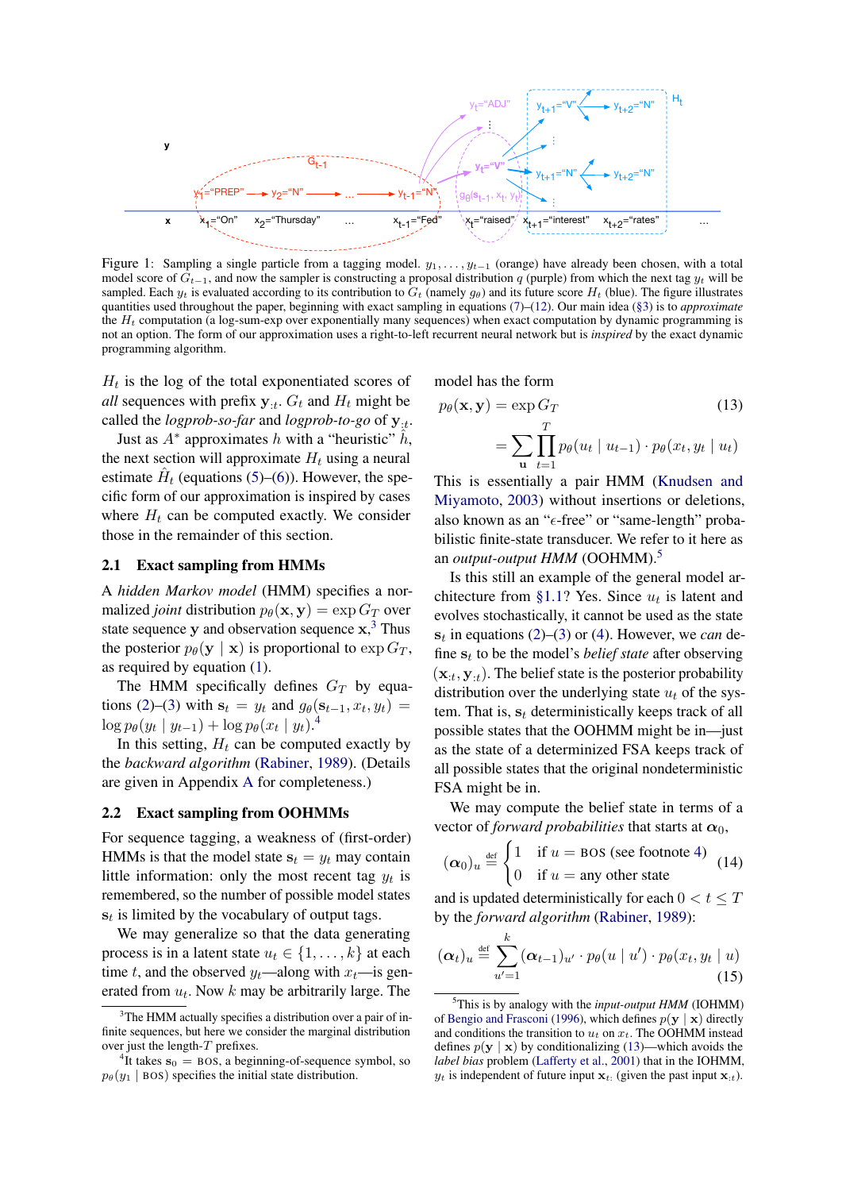Figure 1: Sampling a single particle from a tagging model. $y_1, \ldots, y_{t-1}$ (orange) have already been chosen, with a total model score of $G_{t-1}$, and now the sampler is constructing a proposal distribution $q$ (purple) from which the next tag $y_t$ will be sampled. Each $y_t$ is evaluated according to its contribution to $G_t$ (namely $g_\theta$) and its future score $H_t$ (blue). The figure illustrates quantities used throughout the paper, beginning with exact sampling in equations (7)–(12). Our main idea (§3) is to *approximate* the $H_t$ computation (a log-sum-exp over exponentially many sequences) when exact computation by dynamic programming is not an option. The form of our approximation uses a right-to-left recurrent neural network but is *inspired* by the exact dynamic programming algorithm.

$H_t$ is the log of the total exponentiated scores of *all* sequences with prefix $\mathbf{y}_{:t}$. $G_t$ and $H_t$ might be called the *logprob-so-far* and *logprob-to-go* of $\mathbf{y}_{:t}$.

Just as $A^*$ approximates $h$ with a "heuristic" $\hat{h}$, the next section will approximate $H_t$ using a neural estimate $\hat{H}_t$ (equations (5)–(6)). However, the specific form of our approximation is inspired by cases where $H_t$ can be computed exactly. We consider those in the remainder of this section.

## 2.1 Exact sampling from HMMs

A *hidden Markov model* (HMM) specifies a normalized *joint* distribution $p_\theta(\mathbf{x}, \mathbf{y}) = \exp G_T$ over state sequence $\mathbf{y}$ and observation sequence $\mathbf{x}$,[3] Thus the posterior $p_\theta(\mathbf{y} \mid \mathbf{x})$ is proportional to $\exp G_T$, as required by equation (1).

The HMM specifically defines $G_T$ by equations (2)–(3) with $\mathbf{s}_t = y_t$ and $g_\theta(\mathbf{s}_{t-1}, x_t, y_t) = \log p_\theta(y_t \mid y_{t-1}) + \log p_\theta(x_t \mid y_t)$.[4]

In this setting, $H_t$ can be computed exactly by the *backward algorithm* (Rabiner, 1989). (Details are given in Appendix A for completeness.)

## 2.2 Exact sampling from OOHMMs

For sequence tagging, a weakness of (first-order) HMMs is that the model state $\mathbf{s}_t = y_t$ may contain little information: only the most recent tag $y_t$ is remembered, so the number of possible model states $\mathbf{s}_t$ is limited by the vocabulary of output tags.

We may generalize so that the data generating process is in a latent state $u_t \in \{1, \ldots, k\}$ at each time $t$, and the observed $y_t$—along with $x_t$—is generated from $u_t$. Now $k$ may be arbitrarily large. The model has the form

$$p_\theta(\mathbf{x}, \mathbf{y}) = \exp G_T \tag{13}$$

$$= \sum_{\mathbf{u}} \prod_{t=1}^{T} p_\theta(u_t \mid u_{t-1}) \cdot p_\theta(x_t, y_t \mid u_t)$$

This is essentially a pair HMM (Knudsen and Miyamoto, 2003) without insertions or deletions, also known as an "$\epsilon$-free" or "same-length" probabilistic finite-state transducer. We refer to it here as an *output-output HMM* (OOHMM).[5]

Is this still an example of the general model architecture from §1.1? Yes. Since $u_t$ is latent and evolves stochastically, it cannot be used as the state $\mathbf{s}_t$ in equations (2)–(3) or (4). However, we *can* define $\mathbf{s}_t$ to be the model's *belief state* after observing $(\mathbf{x}_{:t}, \mathbf{y}_{:t})$. The belief state is the posterior probability distribution over the underlying state $u_t$ of the system. That is, $\mathbf{s}_t$ deterministically keeps track of all possible states that the OOHMM might be in—just as the state of a determinized FSA keeps track of all possible states that the original nondeterministic FSA might be in.

We may compute the belief state in terms of a vector of *forward probabilities* that starts at $\boldsymbol{\alpha}_0$,

$$(\boldsymbol{\alpha}_0)_u \stackrel{\text{def}}{=} \begin{cases} 1 & \text{if } u = \text{BOS (see footnote 4)} \\ 0 & \text{if } u = \text{any other state} \end{cases} \tag{14}$$

and is updated deterministically for each $0 < t \leq T$ by the *forward algorithm* (Rabiner, 1989):

$$(\boldsymbol{\alpha}_t)_u \stackrel{\text{def}}{=} \sum_{u'=1}^{k} (\boldsymbol{\alpha}_{t-1})_{u'} \cdot p_\theta(u \mid u') \cdot p_\theta(x_t, y_t \mid u) \tag{15}$$

---

[3] The HMM actually specifies a distribution over a pair of infinite sequences, but here we consider the marginal distribution over just the length-$T$ prefixes.

[4] It takes $\mathbf{s}_0 = $ BOS, a beginning-of-sequence symbol, so $p_\theta(y_1 \mid \text{BOS})$ specifies the initial state distribution.

[5] This is by analogy with the *input-output HMM* (IOHMM) of Bengio and Frasconi (1996), which defines $p(\mathbf{y} \mid \mathbf{x})$ directly and conditions the transition to $u_t$ on $x_t$. The OOHMM instead defines $p(\mathbf{y} \mid \mathbf{x})$ by conditionalizing (13)—which avoids the *label bias* problem (Lafferty et al., 2001) that in the IOHMM, $y_t$ is independent of future input $\mathbf{x}_{t:}$ (given the past input $\mathbf{x}_{:t}$).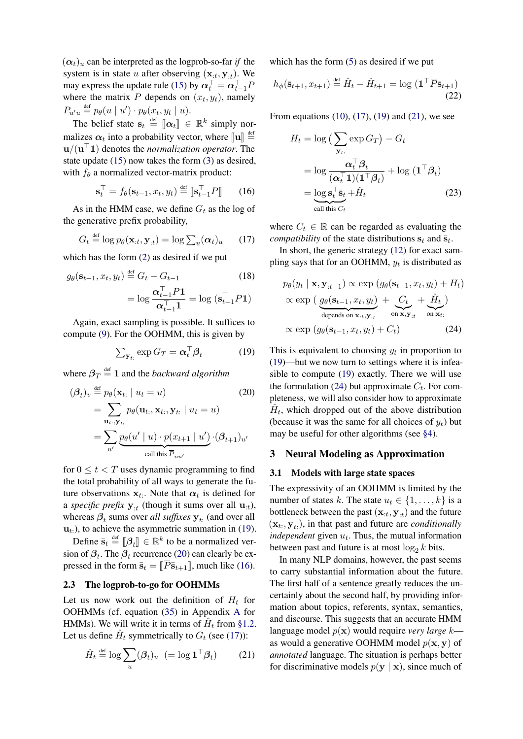$(\boldsymbol{\alpha}_t)_u$ can be interpreted as the logprob-so-far *if* the system is in state $u$ after observing $(\mathbf{x}_{:t}, \mathbf{y}_{:t})$. We may express the update rule (15) by $\boldsymbol{\alpha}_t^\top = \boldsymbol{\alpha}_{t-1}^\top P$ where the matrix $P$ depends on $(x_t, y_t)$, namely $P_{u'u} \stackrel{\text{def}}{=} p_\theta(u \mid u') \cdot p_\theta(x_t, y_t \mid u)$.

The belief state $\mathbf{s}_t \stackrel{\text{def}}{=} [\![\boldsymbol{\alpha}_t]\!] \in \mathbb{R}^k$ simply normalizes $\boldsymbol{\alpha}_t$ into a probability vector, where $[\![\mathbf{u}]\!] \stackrel{\text{def}}{=} \mathbf{u}/(\mathbf{u}^\top \mathbf{1})$ denotes the *normalization operator*. The state update (15) now takes the form (3) as desired, with $f_\theta$ a normalized vector-matrix product:

$$\mathbf{s}_t^\top = f_\theta(\mathbf{s}_{t-1}, x_t, y_t) \stackrel{\text{def}}{=} [\![\mathbf{s}_{t-1}^\top P]\!] \tag{16}$$

As in the HMM case, we define $G_t$ as the log of the generative prefix probability,

$$G_t \stackrel{\text{def}}{=} \log p_\theta(\mathbf{x}_{:t}, \mathbf{y}_{:t}) = \log \textstyle\sum_u (\boldsymbol{\alpha}_t)_u \tag{17}$$

which has the form (2) as desired if we put

$$\begin{aligned} g_\theta(\mathbf{s}_{t-1}, x_t, y_t) &\stackrel{\text{def}}{=} G_t - G_{t-1} \qquad\qquad (18)\\ &= \log \frac{\boldsymbol{\alpha}_{t-1}^\top P \mathbf{1}}{\boldsymbol{\alpha}_{t-1}^\top \mathbf{1}} = \log\,(\mathbf{s}_{t-1}^\top P \mathbf{1}) \end{aligned}$$

Again, exact sampling is possible. It suffices to compute (9). For the OOHMM, this is given by

$$\textstyle\sum_{\mathbf{y}_{t:}} \exp G_T = \boldsymbol{\alpha}_t^\top \boldsymbol{\beta}_t \tag{19}$$

where $\boldsymbol{\beta}_T \stackrel{\text{def}}{=} \mathbf{1}$ and the *backward algorithm*

$$\begin{aligned} (\boldsymbol{\beta}_t)_v &\stackrel{\text{def}}{=} p_\theta(\mathbf{x}_{t:} \mid u_t = u) \qquad\qquad (20)\\ &= \sum_{\mathbf{u}_{t:}, \mathbf{y}_{t:}} p_\theta(\mathbf{u}_{t:}, \mathbf{x}_{t:}, \mathbf{y}_{t:} \mid u_t = u)\\ &= \sum_{u'} \underbrace{p_\theta(u' \mid u) \cdot p(x_{t+1} \mid u')}_{\text{call this } \overline{P}_{uu'}} \cdot (\boldsymbol{\beta}_{t+1})_{u'} \end{aligned}$$

for $0 \le t < T$ uses dynamic programming to find the total probability of all ways to generate the future observations $\mathbf{x}_{t:}$. Note that $\boldsymbol{\alpha}_t$ is defined for a *specific prefix* $\mathbf{y}_{:t}$ (though it sums over all $\mathbf{u}_{:t}$), whereas $\boldsymbol{\beta}_t$ sums over *all suffixes* $\mathbf{y}_{t:}$ (and over all $\mathbf{u}_{t:}$), to achieve the asymmetric summation in (19).

Define $\bar{\mathbf{s}}_t \stackrel{\text{def}}{=} [\![\boldsymbol{\beta}_t]\!] \in \mathbb{R}^k$ to be a normalized version of $\boldsymbol{\beta}_t$. The $\boldsymbol{\beta}_t$ recurrence (20) can clearly be expressed in the form $\bar{\mathbf{s}}_t = [\![\overline{P}\bar{\mathbf{s}}_{t+1}]\!]$, much like (16).

### 2.3 The logprob-to-go for OOHMMs

Let us now work out the definition of $H_t$ for OOHMMs (cf. equation (35) in Appendix A for HMMs). We will write it in terms of $\hat{H}_t$ from §1.2. Let us define $\hat{H}_t$ symmetrically to $G_t$ (see (17)):

$$\hat{H}_t \stackrel{\text{def}}{=} \log \sum_u (\boldsymbol{\beta}_t)_u \;\; (= \log \mathbf{1}^\top \boldsymbol{\beta}_t) \tag{21}$$

which has the form (5) as desired if we put

$$h_\phi(\bar{\mathbf{s}}_{t+1}, x_{t+1}) \stackrel{\text{def}}{=} \hat{H}_t - \hat{H}_{t+1} = \log\,(\mathbf{1}^\top \overline{P}\bar{\mathbf{s}}_{t+1}) \tag{22}$$

From equations (10), (17), (19) and (21), we see

$$\begin{aligned} H_t &= \log\Big(\sum_{\mathbf{y}_{t:}} \exp G_T\Big) - G_t\\ &= \log \frac{\boldsymbol{\alpha}_t^\top \boldsymbol{\beta}_t}{(\boldsymbol{\alpha}_t^\top \mathbf{1})(\mathbf{1}^\top \boldsymbol{\beta}_t)} + \log\,(\mathbf{1}^\top \boldsymbol{\beta}_t)\\ &= \underbrace{\log \mathbf{s}_t^\top \bar{\mathbf{s}}_t}_{\text{call this } C_t} + \hat{H}_t \end{aligned} \tag{23}$$

where $C_t \in \mathbb{R}$ can be regarded as evaluating the *compatibility* of the state distributions $\mathbf{s}_t$ and $\bar{\mathbf{s}}_t$.

In short, the generic strategy (12) for exact sampling says that for an OOHMM, $y_t$ is distributed as

$$\begin{aligned} p_\theta(y_t \mid \mathbf{x}, \mathbf{y}_{:t-1}) &\propto \exp\,(g_\theta(\mathbf{s}_{t-1}, x_t, y_t) + H_t)\\ &\propto \exp\,(\underbrace{g_\theta(\mathbf{s}_{t-1}, x_t, y_t)}_{\text{depends on } \mathbf{x}_{:t}, \mathbf{y}_{:t}} + \underbrace{C_t}_{\text{on } \mathbf{x}, \mathbf{y}_{:t}} + \underbrace{\hat{H}_t}_{\text{on } \mathbf{x}_{t:}})\\ &\propto \exp\,(g_\theta(\mathbf{s}_{t-1}, x_t, y_t) + C_t) \end{aligned} \tag{24}$$

This is equivalent to choosing $y_t$ in proportion to (19)—but we now turn to settings where it is infeasible to compute (19) exactly. There we will use the formulation (24) but approximate $C_t$. For completeness, we will also consider how to approximate $\hat{H}_t$, which dropped out of the above distribution (because it was the same for all choices of $y_t$) but may be useful for other algorithms (see §4).

## 3 Neural Modeling as Approximation

### 3.1 Models with large state spaces

The expressivity of an OOHMM is limited by the number of states $k$. The state $u_t \in \{1, \ldots, k\}$ is a bottleneck between the past $(\mathbf{x}_{:t}, \mathbf{y}_{:t})$ and the future $(\mathbf{x}_{t:}, \mathbf{y}_{t:})$, in that past and future are *conditionally independent* given $u_t$. Thus, the mutual information between past and future is at most $\log_2 k$ bits.

In many NLP domains, however, the past seems to carry substantial information about the future. The first half of a sentence greatly reduces the uncertainly about the second half, by providing information about topics, referents, syntax, semantics, and discourse. This suggests that an accurate HMM language model $p(\mathbf{x})$ would require *very large* $k$—as would a generative OOHMM model $p(\mathbf{x}, \mathbf{y})$ of *annotated* language. The situation is perhaps better for discriminative models $p(\mathbf{y} \mid \mathbf{x})$, since much of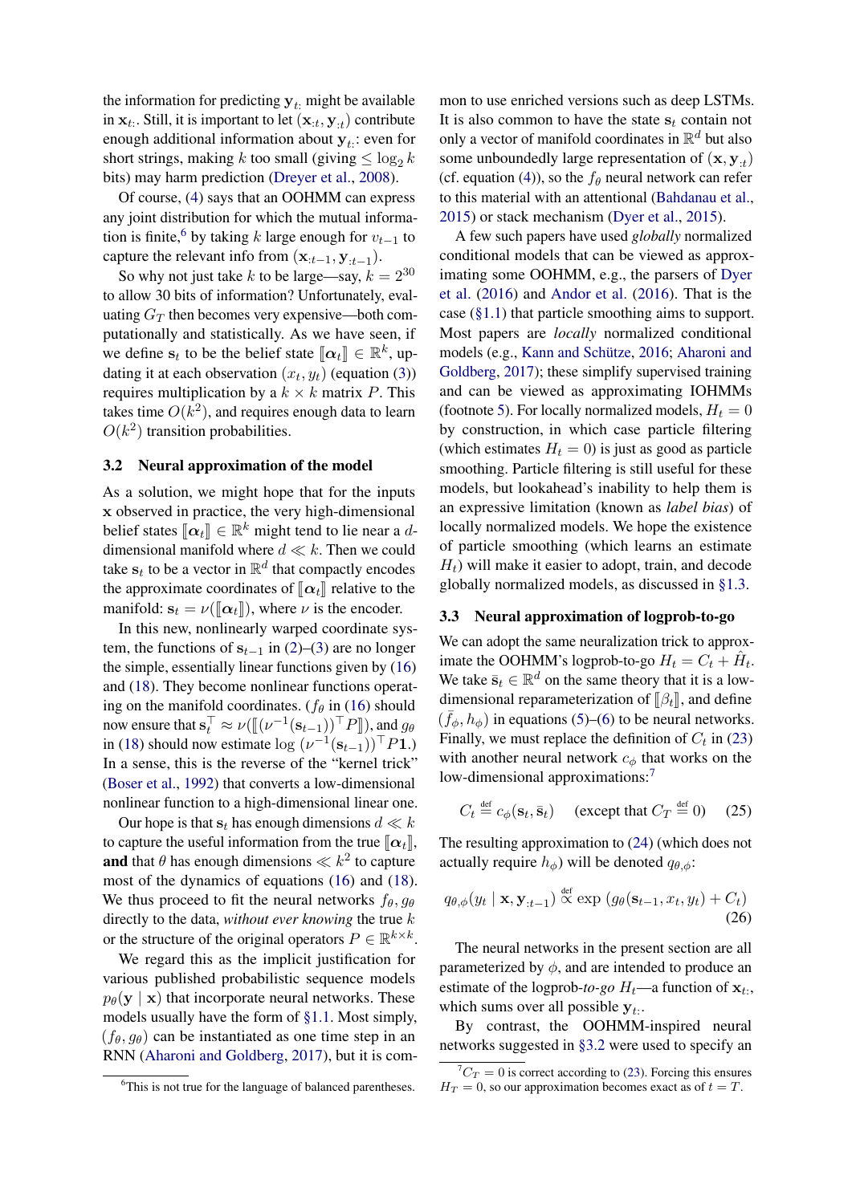the information for predicting $\mathbf{y}_{t:}$ might be available in $\mathbf{x}_{t:}$. Still, it is important to let $(\mathbf{x}_{:t}, \mathbf{y}_{:t})$ contribute enough additional information about $\mathbf{y}_{t:}$: even for short strings, making $k$ too small (giving $\leq \log_2 k$ bits) may harm prediction (Dreyer et al., 2008).

Of course, (4) says that an OOHMM can express any joint distribution for which the mutual information is finite,[6] by taking $k$ large enough for $v_{t-1}$ to capture the relevant info from $(\mathbf{x}_{:t-1}, \mathbf{y}_{:t-1})$.

So why not just take $k$ to be large—say, $k = 2^{30}$ to allow 30 bits of information? Unfortunately, evaluating $G_T$ then becomes very expensive—both computationally and statistically. As we have seen, if we define $\mathbf{s}_t$ to be the belief state $[\![\boldsymbol{\alpha}_t]\!] \in \mathbb{R}^k$, updating it at each observation $(x_t, y_t)$ (equation (3)) requires multiplication by a $k \times k$ matrix $P$. This takes time $O(k^2)$, and requires enough data to learn $O(k^2)$ transition probabilities.

### 3.2 Neural approximation of the model

As a solution, we might hope that for the inputs $\mathbf{x}$ observed in practice, the very high-dimensional belief states $[\![\boldsymbol{\alpha}_t]\!] \in \mathbb{R}^k$ might tend to lie near a $d$-dimensional manifold where $d \ll k$. Then we could take $\mathbf{s}_t$ to be a vector in $\mathbb{R}^d$ that compactly encodes the approximate coordinates of $[\![\boldsymbol{\alpha}_t]\!]$ relative to the manifold: $\mathbf{s}_t = \nu([\![\boldsymbol{\alpha}_t]\!])$, where $\nu$ is the encoder.

In this new, nonlinearly warped coordinate system, the functions of $\mathbf{s}_{t-1}$ in (2)–(3) are no longer the simple, essentially linear functions given by (16) and (18). They become nonlinear functions operating on the manifold coordinates. ($f_\theta$ in (16) should now ensure that $\mathbf{s}_t^\top \approx \nu([\![(\nu^{-1}(\mathbf{s}_{t-1}))^\top P]\!])$, and $g_\theta$ in (18) should now estimate $\log{(\nu^{-1}(\mathbf{s}_{t-1}))^\top P \mathbf{1}}$.) In a sense, this is the reverse of the "kernel trick" (Boser et al., 1992) that converts a low-dimensional nonlinear function to a high-dimensional linear one.

Our hope is that $\mathbf{s}_t$ has enough dimensions $d \ll k$ to capture the useful information from the true $[\![\boldsymbol{\alpha}_t]\!]$, **and** that $\theta$ has enough dimensions $\ll k^2$ to capture most of the dynamics of equations (16) and (18). We thus proceed to fit the neural networks $f_\theta, g_\theta$ directly to the data, *without ever knowing* the true $k$ or the structure of the original operators $P \in \mathbb{R}^{k \times k}$.

We regard this as the implicit justification for various published probabilistic sequence models $p_\theta(\mathbf{y} \mid \mathbf{x})$ that incorporate neural networks. These models usually have the form of §1.1. Most simply, $(f_\theta, g_\theta)$ can be instantiated as one time step in an RNN (Aharoni and Goldberg, 2017), but it is common to use enriched versions such as deep LSTMs. It is also common to have the state $\mathbf{s}_t$ contain not only a vector of manifold coordinates in $\mathbb{R}^d$ but also some unboundedly large representation of $(\mathbf{x}, \mathbf{y}_{:t})$ (cf. equation (4)), so the $f_\theta$ neural network can refer to this material with an attentional (Bahdanau et al., 2015) or stack mechanism (Dyer et al., 2015).

A few such papers have used *globally* normalized conditional models that can be viewed as approximating some OOHMM, e.g., the parsers of Dyer et al. (2016) and Andor et al. (2016). That is the case (§1.1) that particle smoothing aims to support. Most papers are *locally* normalized conditional models (e.g., Kann and Schütze, 2016; Aharoni and Goldberg, 2017); these simplify supervised training and can be viewed as approximating IOHMMs (footnote 5). For locally normalized models, $H_t = 0$ by construction, in which case particle filtering (which estimates $H_t = 0$) is just as good as particle smoothing. Particle filtering is still useful for these models, but lookahead's inability to help them is an expressive limitation (known as *label bias*) of locally normalized models. We hope the existence of particle smoothing (which learns an estimate $H_t$) will make it easier to adopt, train, and decode globally normalized models, as discussed in §1.3.

### 3.3 Neural approximation of logprob-to-go

We can adopt the same neuralization trick to approximate the OOHMM's logprob-to-go $H_t = C_t + \hat{H}_t$. We take $\bar{\mathbf{s}}_t \in \mathbb{R}^d$ on the same theory that it is a low-dimensional reparameterization of $[\![\beta_t]\!]$, and define $(\bar{f}_\phi, h_\phi)$ in equations (5)–(6) to be neural networks. Finally, we must replace the definition of $C_t$ in (23) with another neural network $c_\phi$ that works on the low-dimensional approximations:[7]

$$C_t \stackrel{\text{def}}{=} c_\phi(\mathbf{s}_t, \bar{\mathbf{s}}_t) \quad \text{(except that } C_T \stackrel{\text{def}}{=} 0\text{)} \tag{25}$$

The resulting approximation to (24) (which does not actually require $h_\phi$) will be denoted $q_{\theta,\phi}$:

$$q_{\theta,\phi}(y_t \mid \mathbf{x}, \mathbf{y}_{:t-1}) \stackrel{\text{def}}{\propto} \exp\left(g_\theta(\mathbf{s}_{t-1}, x_t, y_t) + C_t\right) \tag{26}$$

The neural networks in the present section are all parameterized by $\phi$, and are intended to produce an estimate of the logprob-*to-go* $H_t$—a function of $\mathbf{x}_{t:}$, which sums over all possible $\mathbf{y}_{t:}$.

By contrast, the OOHMM-inspired neural networks suggested in §3.2 were used to specify an

[6] This is not true for the language of balanced parentheses.

[7] $C_T = 0$ is correct according to (23). Forcing this ensures $H_T = 0$, so our approximation becomes exact as of $t = T$.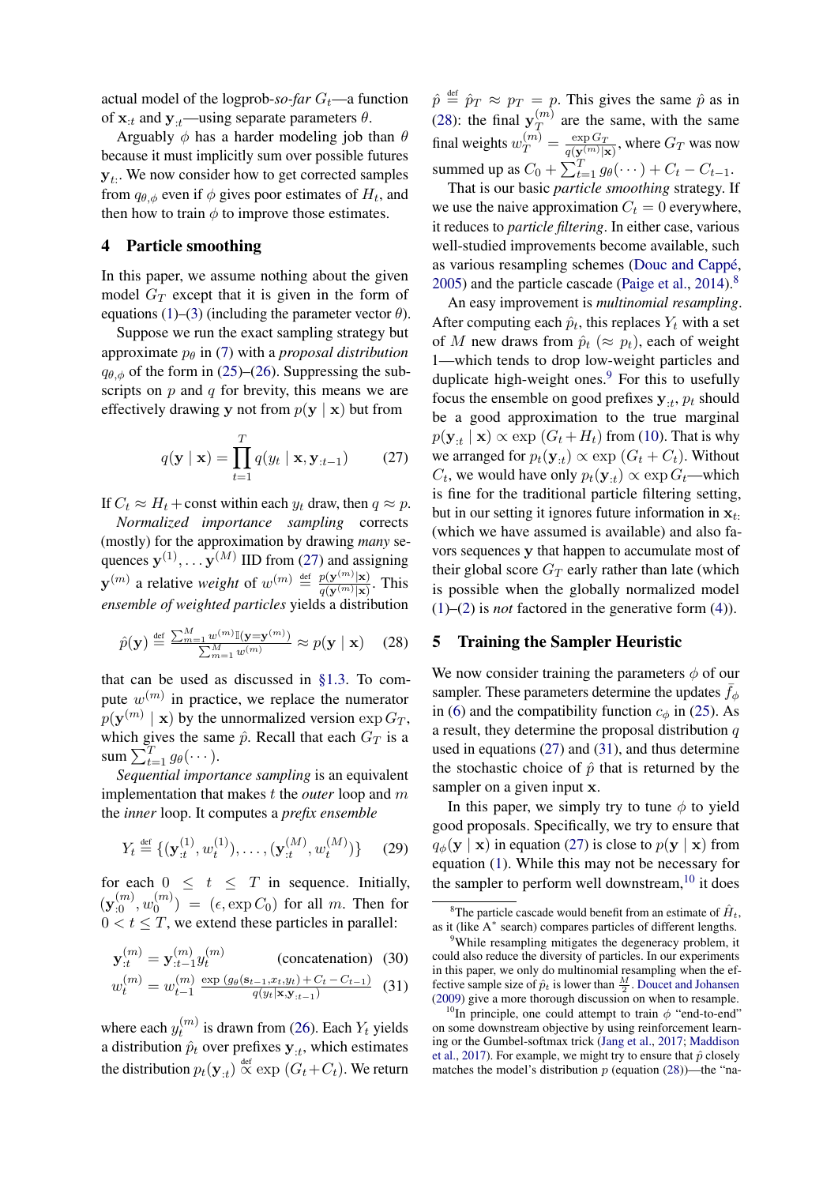actual model of the logprob-*so-far* $G_t$—a function of $\mathbf{x}_{:t}$ and $\mathbf{y}_{:t}$—using separate parameters $\theta$.

Arguably $\phi$ has a harder modeling job than $\theta$ because it must implicitly sum over possible futures $\mathbf{y}_{t:}$. We now consider how to get corrected samples from $q_{\theta,\phi}$ even if $\phi$ gives poor estimates of $H_t$, and then how to train $\phi$ to improve those estimates.

## 4 Particle smoothing

In this paper, we assume nothing about the given model $G_T$ except that it is given in the form of equations (1)–(3) (including the parameter vector $\theta$).

Suppose we run the exact sampling strategy but approximate $p_\theta$ in (7) with a *proposal distribution* $q_{\theta,\phi}$ of the form in (25)–(26). Suppressing the subscripts on $p$ and $q$ for brevity, this means we are effectively drawing $\mathbf{y}$ not from $p(\mathbf{y} \mid \mathbf{x})$ but from

$$q(\mathbf{y} \mid \mathbf{x}) = \prod_{t=1}^{T} q(y_t \mid \mathbf{x}, \mathbf{y}_{:t-1}) \tag{27}$$

If $C_t \approx H_t + \text{const}$ within each $y_t$ draw, then $q \approx p$.

*Normalized importance sampling* corrects (mostly) for the approximation by drawing *many* sequences $\mathbf{y}^{(1)}, \ldots \mathbf{y}^{(M)}$ IID from (27) and assigning $\mathbf{y}^{(m)}$ a relative *weight* of $w^{(m)} \stackrel{\text{def}}{=} \frac{p(\mathbf{y}^{(m)} \mid \mathbf{x})}{q(\mathbf{y}^{(m)} \mid \mathbf{x})}$. This *ensemble of weighted particles* yields a distribution

$$\hat{p}(\mathbf{y}) \stackrel{\text{def}}{=} \frac{\sum_{m=1}^{M} w^{(m)} \mathbb{I}(\mathbf{y} = \mathbf{y}^{(m)})}{\sum_{m=1}^{M} w^{(m)}} \approx p(\mathbf{y} \mid \mathbf{x}) \tag{28}$$

that can be used as discussed in §1.3. To compute $w^{(m)}$ in practice, we replace the numerator $p(\mathbf{y}^{(m)} \mid \mathbf{x})$ by the unnormalized version $\exp G_T$, which gives the same $\hat{p}$. Recall that each $G_T$ is a sum $\sum_{t=1}^{T} g_\theta(\cdots)$.

*Sequential importance sampling* is an equivalent implementation that makes $t$ the *outer* loop and $m$ the *inner* loop. It computes a *prefix ensemble*

$$Y_t \stackrel{\text{def}}{=} \{(\mathbf{y}_{:t}^{(1)}, w_t^{(1)}), \ldots, (\mathbf{y}_{:t}^{(M)}, w_t^{(M)})\} \tag{29}$$

for each $0 \leq t \leq T$ in sequence. Initially, $(\mathbf{y}_{:0}^{(m)}, w_0^{(m)}) = (\epsilon, \exp C_0)$ for all $m$. Then for $0 < t \leq T$, we extend these particles in parallel:

$$\mathbf{y}_{:t}^{(m)} = \mathbf{y}_{:t-1}^{(m)} y_t^{(m)} \qquad \text{(concatenation)} \tag{30}$$

$$w_t^{(m)} = w_{t-1}^{(m)} \frac{\exp\left(g_\theta(\mathbf{s}_{t-1}, x_t, y_t) + C_t - C_{t-1}\right)}{q(y_t \mid \mathbf{x}, \mathbf{y}_{:t-1})} \tag{31}$$

where each $y_t^{(m)}$ is drawn from (26). Each $Y_t$ yields a distribution $\hat{p}_t$ over prefixes $\mathbf{y}_{:t}$, which estimates the distribution $p_t(\mathbf{y}_{:t}) \stackrel{\text{def}}{\propto} \exp\left(G_t + C_t\right)$. We return $\hat{p} \stackrel{\text{def}}{=} \hat{p}_T \approx p_T = p$. This gives the same $\hat{p}$ as in (28): the final $\mathbf{y}_T^{(m)}$ are the same, with the same final weights $w_T^{(m)} = \frac{\exp G_T}{q(\mathbf{y}^{(m)} \mid \mathbf{x})}$, where $G_T$ was now summed up as $C_0 + \sum_{t=1}^{T} g_\theta(\cdots) + C_t - C_{t-1}$.

That is our basic *particle smoothing* strategy. If we use the naive approximation $C_t = 0$ everywhere, it reduces to *particle filtering*. In either case, various well-studied improvements become available, such as various resampling schemes (Douc and Cappé, 2005) and the particle cascade (Paige et al., 2014).[8]

An easy improvement is *multinomial resampling*. After computing each $\hat{p}_t$, this replaces $Y_t$ with a set of $M$ new draws from $\hat{p}_t$ ($\approx p_t$), each of weight 1—which tends to drop low-weight particles and duplicate high-weight ones.[9] For this to usefully focus the ensemble on good prefixes $\mathbf{y}_{:t}$, $p_t$ should be a good approximation to the true marginal $p(\mathbf{y}_{:t} \mid \mathbf{x}) \propto \exp\left(G_t + H_t\right)$ from (10). That is why we arranged for $p_t(\mathbf{y}_{:t}) \propto \exp\left(G_t + C_t\right)$. Without $C_t$, we would have only $p_t(\mathbf{y}_{:t}) \propto \exp G_t$—which is fine for the traditional particle filtering setting, but in our setting it ignores future information in $\mathbf{x}_{t:}$ (which we have assumed is available) and also favors sequences $\mathbf{y}$ that happen to accumulate most of their global score $G_T$ early rather than late (which is possible when the globally normalized model (1)–(2) is *not* factored in the generative form (4)).

## 5 Training the Sampler Heuristic

We now consider training the parameters $\phi$ of our sampler. These parameters determine the updates $\bar{f}_\phi$ in (6) and the compatibility function $c_\phi$ in (25). As a result, they determine the proposal distribution $q$ used in equations (27) and (31), and thus determine the stochastic choice of $\hat{p}$ that is returned by the sampler on a given input $\mathbf{x}$.

In this paper, we simply try to tune $\phi$ to yield good proposals. Specifically, we try to ensure that $q_\phi(\mathbf{y} \mid \mathbf{x})$ in equation (27) is close to $p(\mathbf{y} \mid \mathbf{x})$ from equation (1). While this may not be necessary for the sampler to perform well downstream,[10] it does

[8] The particle cascade would benefit from an estimate of $\hat{H}_t$, as it (like A* search) compares particles of different lengths.

[9] While resampling mitigates the degeneracy problem, it could also reduce the diversity of particles. In our experiments in this paper, we only do multinomial resampling when the effective sample size of $\hat{p}_t$ is lower than $\frac{M}{2}$. Doucet and Johansen (2009) give a more thorough discussion on when to resample.

[10] In principle, one could attempt to train $\phi$ "end-to-end" on some downstream objective by using reinforcement learning or the Gumbel-softmax trick (Jang et al., 2017; Maddison et al., 2017). For example, we might try to ensure that $\hat{p}$ closely matches the model's distribution $p$ (equation (28))—the "na-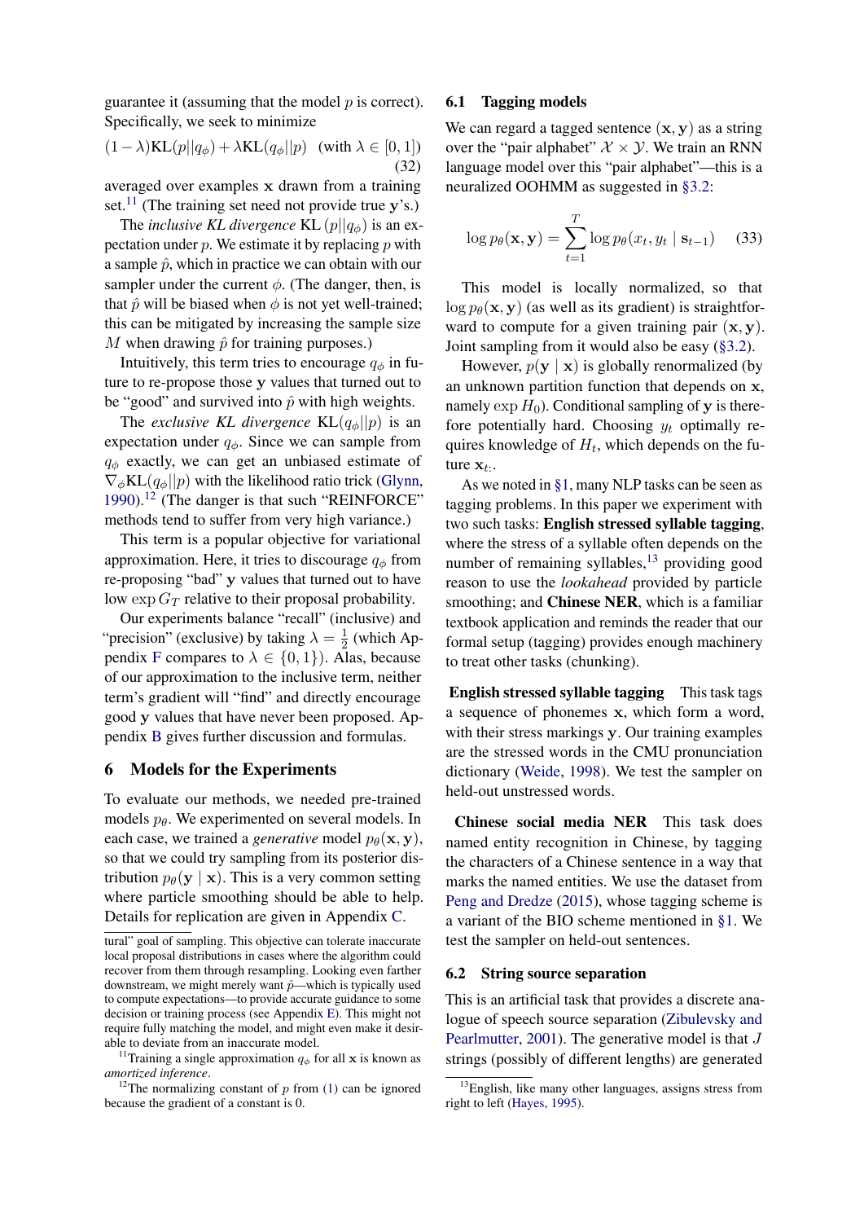guarantee it (assuming that the model $p$ is correct). Specifically, we seek to minimize

$$(1-\lambda)\text{KL}(p||q_\phi) + \lambda\text{KL}(q_\phi||p) \quad (\text{with } \lambda \in [0,1]) \tag{32}$$

averaged over examples $\mathbf{x}$ drawn from a training set.[11] (The training set need not provide true $\mathbf{y}$'s.)

The *inclusive KL divergence* $\text{KL}(p||q_\phi)$ is an expectation under $p$. We estimate it by replacing $p$ with a sample $\hat{p}$, which in practice we can obtain with our sampler under the current $\phi$. (The danger, then, is that $\hat{p}$ will be biased when $\phi$ is not yet well-trained; this can be mitigated by increasing the sample size $M$ when drawing $\hat{p}$ for training purposes.)

Intuitively, this term tries to encourage $q_\phi$ in future to re-propose those $\mathbf{y}$ values that turned out to be "good" and survived into $\hat{p}$ with high weights.

The *exclusive KL divergence* $\text{KL}(q_\phi||p)$ is an expectation under $q_\phi$. Since we can sample from $q_\phi$ exactly, we can get an unbiased estimate of $\nabla_\phi \text{KL}(q_\phi||p)$ with the likelihood ratio trick (Glynn, 1990).[12] (The danger is that such "REINFORCE" methods tend to suffer from very high variance.)

This term is a popular objective for variational approximation. Here, it tries to discourage $q_\phi$ from re-proposing "bad" $\mathbf{y}$ values that turned out to have low $\exp G_T$ relative to their proposal probability.

Our experiments balance "recall" (inclusive) and "precision" (exclusive) by taking $\lambda = \frac{1}{2}$ (which Appendix F compares to $\lambda \in \{0,1\}$). Alas, because of our approximation to the inclusive term, neither term's gradient will "find" and directly encourage good $\mathbf{y}$ values that have never been proposed. Appendix B gives further discussion and formulas.

# 6 Models for the Experiments

To evaluate our methods, we needed pre-trained models $p_\theta$. We experimented on several models. In each case, we trained a *generative* model $p_\theta(\mathbf{x},\mathbf{y})$, so that we could try sampling from its posterior distribution $p_\theta(\mathbf{y} \mid \mathbf{x})$. This is a very common setting where particle smoothing should be able to help. Details for replication are given in Appendix C.

## 6.1 Tagging models

We can regard a tagged sentence $(\mathbf{x},\mathbf{y})$ as a string over the "pair alphabet" $\mathcal{X} \times \mathcal{Y}$. We train an RNN language model over this "pair alphabet"—this is a neuralized OOHMM as suggested in §3.2:

$$\log p_\theta(\mathbf{x},\mathbf{y}) = \sum_{t=1}^{T} \log p_\theta(x_t, y_t \mid \mathbf{s}_{t-1}) \tag{33}$$

This model is locally normalized, so that $\log p_\theta(\mathbf{x},\mathbf{y})$ (as well as its gradient) is straightforward to compute for a given training pair $(\mathbf{x},\mathbf{y})$. Joint sampling from it would also be easy (§3.2).

However, $p(\mathbf{y} \mid \mathbf{x})$ is globally renormalized (by an unknown partition function that depends on $\mathbf{x}$, namely $\exp H_0$). Conditional sampling of $\mathbf{y}$ is therefore potentially hard. Choosing $y_t$ optimally requires knowledge of $H_t$, which depends on the future $\mathbf{x}_{t:}$.

As we noted in §1, many NLP tasks can be seen as tagging problems. In this paper we experiment with two such tasks: **English stressed syllable tagging**, where the stress of a syllable often depends on the number of remaining syllables,[13] providing good reason to use the *lookahead* provided by particle smoothing; and **Chinese NER**, which is a familiar textbook application and reminds the reader that our formal setup (tagging) provides enough machinery to treat other tasks (chunking).

**English stressed syllable tagging** This task tags a sequence of phonemes $\mathbf{x}$, which form a word, with their stress markings $\mathbf{y}$. Our training examples are the stressed words in the CMU pronunciation dictionary (Weide, 1998). We test the sampler on held-out unstressed words.

**Chinese social media NER** This task does named entity recognition in Chinese, by tagging the characters of a Chinese sentence in a way that marks the named entities. We use the dataset from Peng and Dredze (2015), whose tagging scheme is a variant of the BIO scheme mentioned in §1. We test the sampler on held-out sentences.

## 6.2 String source separation

This is an artificial task that provides a discrete analogue of speech source separation (Zibulevsky and Pearlmutter, 2001). The generative model is that $J$ strings (possibly of different lengths) are generated

---

tural" goal of sampling. This objective can tolerate inaccurate local proposal distributions in cases where the algorithm could recover from them through resampling. Looking even farther downstream, we might merely want $\hat{p}$—which is typically used to compute expectations—to provide accurate guidance to some decision or training process (see Appendix E). This might not require fully matching the model, and might even make it desirable to deviate from an inaccurate model.

[11] Training a single approximation $q_\phi$ for all $\mathbf{x}$ is known as *amortized inference*.

[12] The normalizing constant of $p$ from (1) can be ignored because the gradient of a constant is 0.

[13] English, like many other languages, assigns stress from right to left (Hayes, 1995).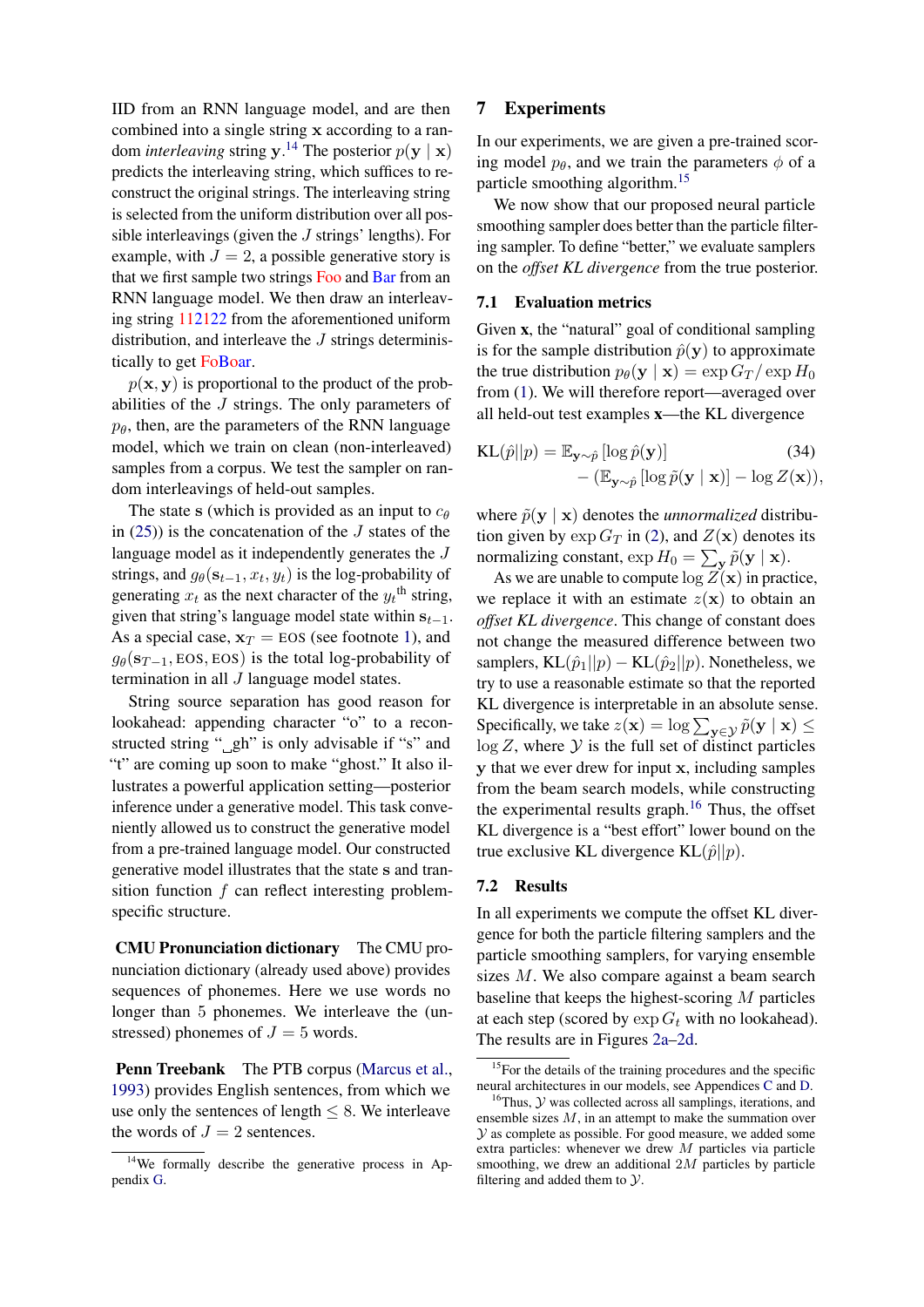IID from an RNN language model, and are then combined into a single string $\mathbf{x}$ according to a random *interleaving* string $\mathbf{y}$.[14] The posterior $p(\mathbf{y} \mid \mathbf{x})$ predicts the interleaving string, which suffices to reconstruct the original strings. The interleaving string is selected from the uniform distribution over all possible interleavings (given the $J$ strings' lengths). For example, with $J = 2$, a possible generative story is that we first sample two strings Foo and Bar from an RNN language model. We then draw an interleaving string 112122 from the aforementioned uniform distribution, and interleave the $J$ strings deterministically to get FoBoar.

$p(\mathbf{x}, \mathbf{y})$ is proportional to the product of the probabilities of the $J$ strings. The only parameters of $p_\theta$, then, are the parameters of the RNN language model, which we train on clean (non-interleaved) samples from a corpus. We test the sampler on random interleavings of held-out samples.

The state $\mathbf{s}$ (which is provided as an input to $c_\theta$ in (25)) is the concatenation of the $J$ states of the language model as it independently generates the $J$ strings, and $g_\theta(\mathbf{s}_{t-1}, x_t, y_t)$ is the log-probability of generating $x_t$ as the next character of the $y_t$<sup>th</sup> string, given that string's language model state within $\mathbf{s}_{t-1}$. As a special case, $\mathbf{x}_T = \text{EOS}$ (see footnote 1), and $g_\theta(\mathbf{s}_{T-1}, \text{EOS}, \text{EOS})$ is the total log-probability of termination in all $J$ language model states.

String source separation has good reason for lookahead: appending character "o" to a reconstructed string "␣gh" is only advisable if "s" and "t" are coming up soon to make "ghost." It also illustrates a powerful application setting—posterior inference under a generative model. This task conveniently allowed us to construct the generative model from a pre-trained language model. Our constructed generative model illustrates that the state $\mathbf{s}$ and transition function $f$ can reflect interesting problem-specific structure.

**CMU Pronunciation dictionary** The CMU pronunciation dictionary (already used above) provides sequences of phonemes. Here we use words no longer than 5 phonemes. We interleave the (unstressed) phonemes of $J = 5$ words.

**Penn Treebank** The PTB corpus (Marcus et al., 1993) provides English sentences, from which we use only the sentences of length $\leq 8$. We interleave the words of $J = 2$ sentences.

[14] We formally describe the generative process in Appendix G.

## 7 Experiments

In our experiments, we are given a pre-trained scoring model $p_\theta$, and we train the parameters $\phi$ of a particle smoothing algorithm.[15]

We now show that our proposed neural particle smoothing sampler does better than the particle filtering sampler. To define "better," we evaluate samplers on the *offset KL divergence* from the true posterior.

### 7.1 Evaluation metrics

Given $\mathbf{x}$, the "natural" goal of conditional sampling is for the sample distribution $\hat{p}(\mathbf{y})$ to approximate the true distribution $p_\theta(\mathbf{y} \mid \mathbf{x}) = \exp G_T / \exp H_0$ from (1). We will therefore report—averaged over all held-out test examples $\mathbf{x}$—the KL divergence

$$\begin{aligned} \text{KL}(\hat{p}||p) = &\, \mathbb{E}_{\mathbf{y}\sim\hat{p}}\left[\log \hat{p}(\mathbf{y})\right] \\ &- \left(\mathbb{E}_{\mathbf{y}\sim\hat{p}}\left[\log \tilde{p}(\mathbf{y} \mid \mathbf{x})\right] - \log Z(\mathbf{x})\right), \end{aligned} \tag{34}$$

where $\tilde{p}(\mathbf{y} \mid \mathbf{x})$ denotes the *unnormalized* distribution given by $\exp G_T$ in (2), and $Z(\mathbf{x})$ denotes its normalizing constant, $\exp H_0 = \sum_{\mathbf{y}} \tilde{p}(\mathbf{y} \mid \mathbf{x})$.

As we are unable to compute $\log Z(\mathbf{x})$ in practice, we replace it with an estimate $z(\mathbf{x})$ to obtain an *offset KL divergence*. This change of constant does not change the measured difference between two samplers, $\text{KL}(\hat{p}_1||p) - \text{KL}(\hat{p}_2||p)$. Nonetheless, we try to use a reasonable estimate so that the reported KL divergence is interpretable in an absolute sense. Specifically, we take $z(\mathbf{x}) = \log \sum_{\mathbf{y}\in\mathcal{Y}} \tilde{p}(\mathbf{y} \mid \mathbf{x}) \leq \log Z$, where $\mathcal{Y}$ is the full set of distinct particles $\mathbf{y}$ that we ever drew for input $\mathbf{x}$, including samples from the beam search models, while constructing the experimental results graph.[16] Thus, the offset KL divergence is a "best effort" lower bound on the true exclusive KL divergence $\text{KL}(\hat{p}||p)$.

### 7.2 Results

In all experiments we compute the offset KL divergence for both the particle filtering samplers and the particle smoothing samplers, for varying ensemble sizes $M$. We also compare against a beam search baseline that keeps the highest-scoring $M$ particles at each step (scored by $\exp G_t$ with no lookahead). The results are in Figures 2a–2d.

[15] For the details of the training procedures and the specific neural architectures in our models, see Appendices C and D.

[16] Thus, $\mathcal{Y}$ was collected across all samplings, iterations, and ensemble sizes $M$, in an attempt to make the summation over $\mathcal{Y}$ as complete as possible. For good measure, we added some extra particles: whenever we drew $M$ particles via particle smoothing, we drew an additional $2M$ particles by particle filtering and added them to $\mathcal{Y}$.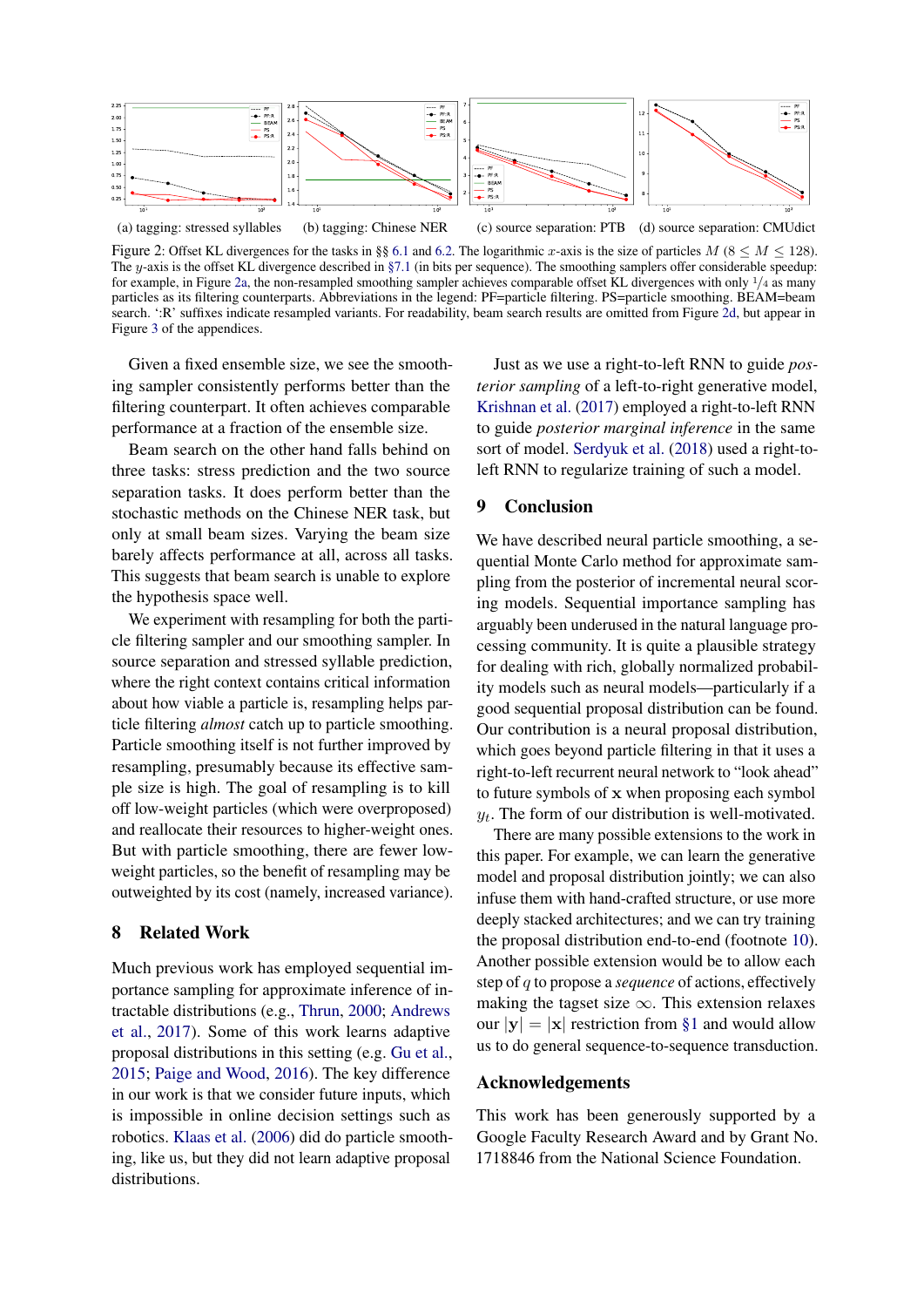(a) tagging: stressed syllables (b) tagging: Chinese NER (c) source separation: PTB (d) source separation: CMUdict

Figure 2: Offset KL divergences for the tasks in §§ 6.1 and 6.2. The logarithmic $x$-axis is the size of particles $M$ ($8 \leq M \leq 128$). The $y$-axis is the offset KL divergence described in §7.1 (in bits per sequence). The smoothing samplers offer considerable speedup: for example, in Figure 2a, the non-resampled smoothing sampler achieves comparable offset KL divergences with only $1/4$ as many particles as its filtering counterparts. Abbreviations in the legend: PF=particle filtering. PS=particle smoothing. BEAM=beam search. ':R' suffixes indicate resampled variants. For readability, beam search results are omitted from Figure 2d, but appear in Figure 3 of the appendices.

Given a fixed ensemble size, we see the smoothing sampler consistently performs better than the filtering counterpart. It often achieves comparable performance at a fraction of the ensemble size.

Beam search on the other hand falls behind on three tasks: stress prediction and the two source separation tasks. It does perform better than the stochastic methods on the Chinese NER task, but only at small beam sizes. Varying the beam size barely affects performance at all, across all tasks. This suggests that beam search is unable to explore the hypothesis space well.

We experiment with resampling for both the particle filtering sampler and our smoothing sampler. In source separation and stressed syllable prediction, where the right context contains critical information about how viable a particle is, resampling helps particle filtering *almost* catch up to particle smoothing. Particle smoothing itself is not further improved by resampling, presumably because its effective sample size is high. The goal of resampling is to kill off low-weight particles (which were overproposed) and reallocate their resources to higher-weight ones. But with particle smoothing, there are fewer low-weight particles, so the benefit of resampling may be outweighted by its cost (namely, increased variance).

## 8 Related Work

Much previous work has employed sequential importance sampling for approximate inference of intractable distributions (e.g., Thrun, 2000; Andrews et al., 2017). Some of this work learns adaptive proposal distributions in this setting (e.g. Gu et al., 2015; Paige and Wood, 2016). The key difference in our work is that we consider future inputs, which is impossible in online decision settings such as robotics. Klaas et al. (2006) did do particle smoothing, like us, but they did not learn adaptive proposal distributions.

Just as we use a right-to-left RNN to guide *posterior sampling* of a left-to-right generative model, Krishnan et al. (2017) employed a right-to-left RNN to guide *posterior marginal inference* in the same sort of model. Serdyuk et al. (2018) used a right-to-left RNN to regularize training of such a model.

## 9 Conclusion

We have described neural particle smoothing, a sequential Monte Carlo method for approximate sampling from the posterior of incremental neural scoring models. Sequential importance sampling has arguably been underused in the natural language processing community. It is quite a plausible strategy for dealing with rich, globally normalized probability models such as neural models—particularly if a good sequential proposal distribution can be found. Our contribution is a neural proposal distribution, which goes beyond particle filtering in that it uses a right-to-left recurrent neural network to "look ahead" to future symbols of $\mathbf{x}$ when proposing each symbol $y_t$. The form of our distribution is well-motivated.

There are many possible extensions to the work in this paper. For example, we can learn the generative model and proposal distribution jointly; we can also infuse them with hand-crafted structure, or use more deeply stacked architectures; and we can try training the proposal distribution end-to-end (footnote 10). Another possible extension would be to allow each step of $q$ to propose a *sequence* of actions, effectively making the tagset size $\infty$. This extension relaxes our $|\mathbf{y}| = |\mathbf{x}|$ restriction from §1 and would allow us to do general sequence-to-sequence transduction.

## Acknowledgements

This work has been generously supported by a Google Faculty Research Award and by Grant No. 1718846 from the National Science Foundation.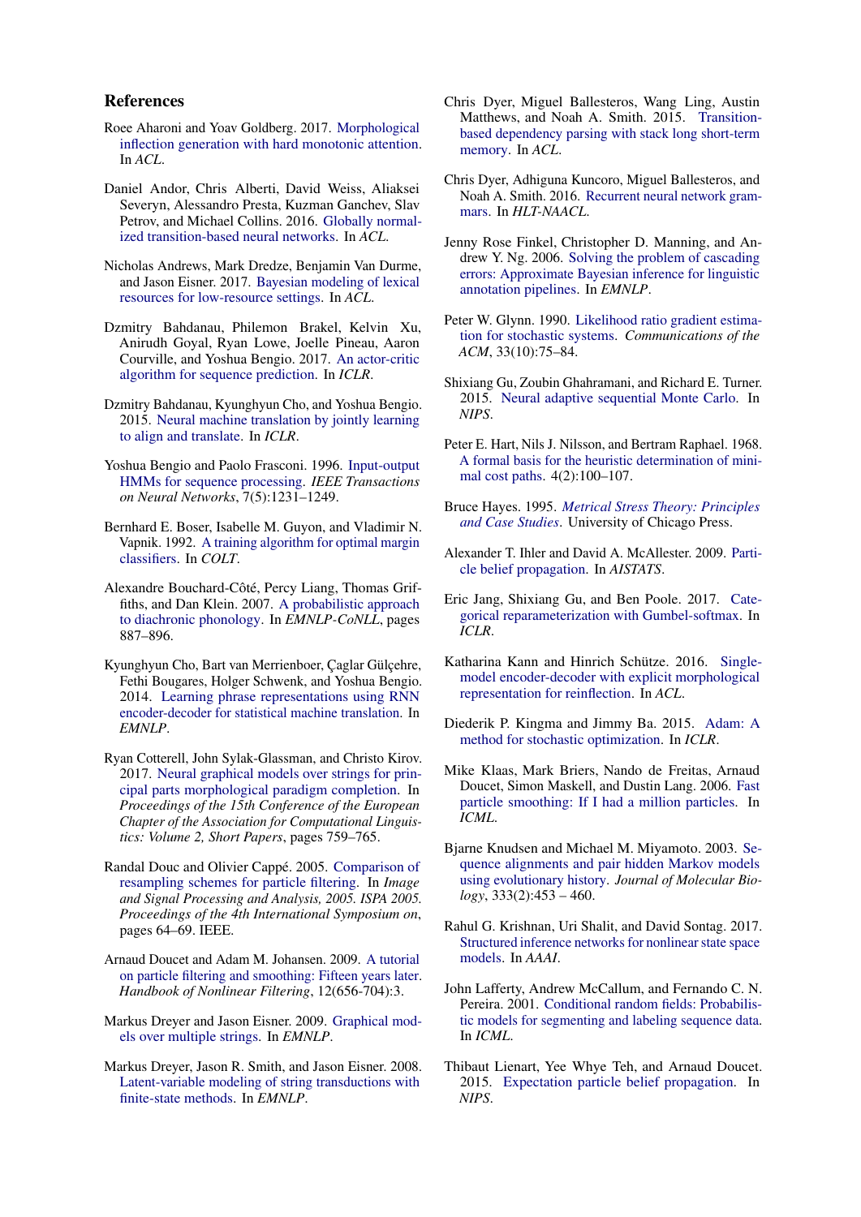## References

Roee Aharoni and Yoav Goldberg. 2017. Morphological inflection generation with hard monotonic attention. In *ACL*.

Daniel Andor, Chris Alberti, David Weiss, Aliaksei Severyn, Alessandro Presta, Kuzman Ganchev, Slav Petrov, and Michael Collins. 2016. Globally normalized transition-based neural networks. In *ACL*.

Nicholas Andrews, Mark Dredze, Benjamin Van Durme, and Jason Eisner. 2017. Bayesian modeling of lexical resources for low-resource settings. In *ACL*.

Dzmitry Bahdanau, Philemon Brakel, Kelvin Xu, Anirudh Goyal, Ryan Lowe, Joelle Pineau, Aaron Courville, and Yoshua Bengio. 2017. An actor-critic algorithm for sequence prediction. In *ICLR*.

Dzmitry Bahdanau, Kyunghyun Cho, and Yoshua Bengio. 2015. Neural machine translation by jointly learning to align and translate. In *ICLR*.

Yoshua Bengio and Paolo Frasconi. 1996. Input-output HMMs for sequence processing. *IEEE Transactions on Neural Networks*, 7(5):1231–1249.

Bernhard E. Boser, Isabelle M. Guyon, and Vladimir N. Vapnik. 1992. A training algorithm for optimal margin classifiers. In *COLT*.

Alexandre Bouchard-Côté, Percy Liang, Thomas Griffiths, and Dan Klein. 2007. A probabilistic approach to diachronic phonology. In *EMNLP-CoNLL*, pages 887–896.

Kyunghyun Cho, Bart van Merrienboer, Çaglar Gülçehre, Fethi Bougares, Holger Schwenk, and Yoshua Bengio. 2014. Learning phrase representations using RNN encoder-decoder for statistical machine translation. In *EMNLP*.

Ryan Cotterell, John Sylak-Glassman, and Christo Kirov. 2017. Neural graphical models over strings for principal parts morphological paradigm completion. In *Proceedings of the 15th Conference of the European Chapter of the Association for Computational Linguistics: Volume 2, Short Papers*, pages 759–765.

Randal Douc and Olivier Cappé. 2005. Comparison of resampling schemes for particle filtering. In *Image and Signal Processing and Analysis, 2005. ISPA 2005. Proceedings of the 4th International Symposium on*, pages 64–69. IEEE.

Arnaud Doucet and Adam M. Johansen. 2009. A tutorial on particle filtering and smoothing: Fifteen years later. *Handbook of Nonlinear Filtering*, 12(656-704):3.

Markus Dreyer and Jason Eisner. 2009. Graphical models over multiple strings. In *EMNLP*.

Markus Dreyer, Jason R. Smith, and Jason Eisner. 2008. Latent-variable modeling of string transductions with finite-state methods. In *EMNLP*.

Chris Dyer, Miguel Ballesteros, Wang Ling, Austin Matthews, and Noah A. Smith. 2015. Transition-based dependency parsing with stack long short-term memory. In *ACL*.

Chris Dyer, Adhiguna Kuncoro, Miguel Ballesteros, and Noah A. Smith. 2016. Recurrent neural network grammars. In *HLT-NAACL*.

Jenny Rose Finkel, Christopher D. Manning, and Andrew Y. Ng. 2006. Solving the problem of cascading errors: Approximate Bayesian inference for linguistic annotation pipelines. In *EMNLP*.

Peter W. Glynn. 1990. Likelihood ratio gradient estimation for stochastic systems. *Communications of the ACM*, 33(10):75–84.

Shixiang Gu, Zoubin Ghahramani, and Richard E. Turner. 2015. Neural adaptive sequential Monte Carlo. In *NIPS*.

Peter E. Hart, Nils J. Nilsson, and Bertram Raphael. 1968. A formal basis for the heuristic determination of minimal cost paths. 4(2):100–107.

Bruce Hayes. 1995. *Metrical Stress Theory: Principles and Case Studies*. University of Chicago Press.

Alexander T. Ihler and David A. McAllester. 2009. Particle belief propagation. In *AISTATS*.

Eric Jang, Shixiang Gu, and Ben Poole. 2017. Categorical reparameterization with Gumbel-softmax. In *ICLR*.

Katharina Kann and Hinrich Schütze. 2016. Single-model encoder-decoder with explicit morphological representation for reinflection. In *ACL*.

Diederik P. Kingma and Jimmy Ba. 2015. Adam: A method for stochastic optimization. In *ICLR*.

Mike Klaas, Mark Briers, Nando de Freitas, Arnaud Doucet, Simon Maskell, and Dustin Lang. 2006. Fast particle smoothing: If I had a million particles. In *ICML*.

Bjarne Knudsen and Michael M. Miyamoto. 2003. Sequence alignments and pair hidden Markov models using evolutionary history. *Journal of Molecular Biology*, 333(2):453 – 460.

Rahul G. Krishnan, Uri Shalit, and David Sontag. 2017. Structured inference networks for nonlinear state space models. In *AAAI*.

John Lafferty, Andrew McCallum, and Fernando C. N. Pereira. 2001. Conditional random fields: Probabilistic models for segmenting and labeling sequence data. In *ICML*.

Thibaut Lienart, Yee Whye Teh, and Arnaud Doucet. 2015. Expectation particle belief propagation. In *NIPS*.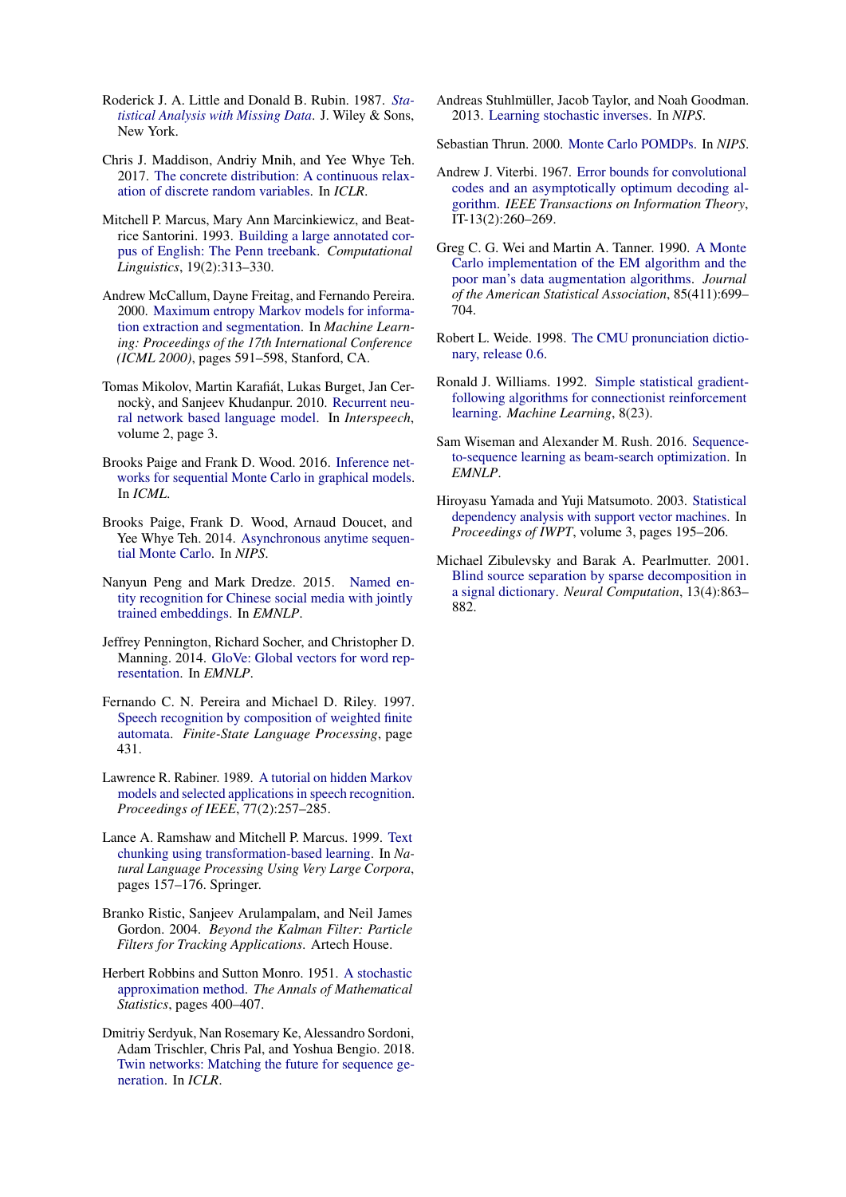Roderick J. A. Little and Donald B. Rubin. 1987. *Statistical Analysis with Missing Data*. J. Wiley & Sons, New York.

Chris J. Maddison, Andriy Mnih, and Yee Whye Teh. 2017. The concrete distribution: A continuous relaxation of discrete random variables. In *ICLR*.

Mitchell P. Marcus, Mary Ann Marcinkiewicz, and Beatrice Santorini. 1993. Building a large annotated corpus of English: The Penn treebank. *Computational Linguistics*, 19(2):313–330.

Andrew McCallum, Dayne Freitag, and Fernando Pereira. 2000. Maximum entropy Markov models for information extraction and segmentation. In *Machine Learning: Proceedings of the 17th International Conference (ICML 2000)*, pages 591–598, Stanford, CA.

Tomas Mikolov, Martin Karafiát, Lukas Burget, Jan Cernockỳ, and Sanjeev Khudanpur. 2010. Recurrent neural network based language model. In *Interspeech*, volume 2, page 3.

Brooks Paige and Frank D. Wood. 2016. Inference networks for sequential Monte Carlo in graphical models. In *ICML*.

Brooks Paige, Frank D. Wood, Arnaud Doucet, and Yee Whye Teh. 2014. Asynchronous anytime sequential Monte Carlo. In *NIPS*.

Nanyun Peng and Mark Dredze. 2015. Named entity recognition for Chinese social media with jointly trained embeddings. In *EMNLP*.

Jeffrey Pennington, Richard Socher, and Christopher D. Manning. 2014. GloVe: Global vectors for word representation. In *EMNLP*.

Fernando C. N. Pereira and Michael D. Riley. 1997. Speech recognition by composition of weighted finite automata. *Finite-State Language Processing*, page 431.

Lawrence R. Rabiner. 1989. A tutorial on hidden Markov models and selected applications in speech recognition. *Proceedings of IEEE*, 77(2):257–285.

Lance A. Ramshaw and Mitchell P. Marcus. 1999. Text chunking using transformation-based learning. In *Natural Language Processing Using Very Large Corpora*, pages 157–176. Springer.

Branko Ristic, Sanjeev Arulampalam, and Neil James Gordon. 2004. *Beyond the Kalman Filter: Particle Filters for Tracking Applications*. Artech House.

Herbert Robbins and Sutton Monro. 1951. A stochastic approximation method. *The Annals of Mathematical Statistics*, pages 400–407.

Dmitriy Serdyuk, Nan Rosemary Ke, Alessandro Sordoni, Adam Trischler, Chris Pal, and Yoshua Bengio. 2018. Twin networks: Matching the future for sequence generation. In *ICLR*.

Andreas Stuhlmüller, Jacob Taylor, and Noah Goodman. 2013. Learning stochastic inverses. In *NIPS*.

Sebastian Thrun. 2000. Monte Carlo POMDPs. In *NIPS*.

Andrew J. Viterbi. 1967. Error bounds for convolutional codes and an asymptotically optimum decoding algorithm. *IEEE Transactions on Information Theory*, IT-13(2):260–269.

Greg C. G. Wei and Martin A. Tanner. 1990. A Monte Carlo implementation of the EM algorithm and the poor man's data augmentation algorithms. *Journal of the American Statistical Association*, 85(411):699–704.

Robert L. Weide. 1998. The CMU pronunciation dictionary, release 0.6.

Ronald J. Williams. 1992. Simple statistical gradient-following algorithms for connectionist reinforcement learning. *Machine Learning*, 8(23).

Sam Wiseman and Alexander M. Rush. 2016. Sequence-to-sequence learning as beam-search optimization. In *EMNLP*.

Hiroyasu Yamada and Yuji Matsumoto. 2003. Statistical dependency analysis with support vector machines. In *Proceedings of IWPT*, volume 3, pages 195–206.

Michael Zibulevsky and Barak A. Pearlmutter. 2001. Blind source separation by sparse decomposition in a signal dictionary. *Neural Computation*, 13(4):863–882.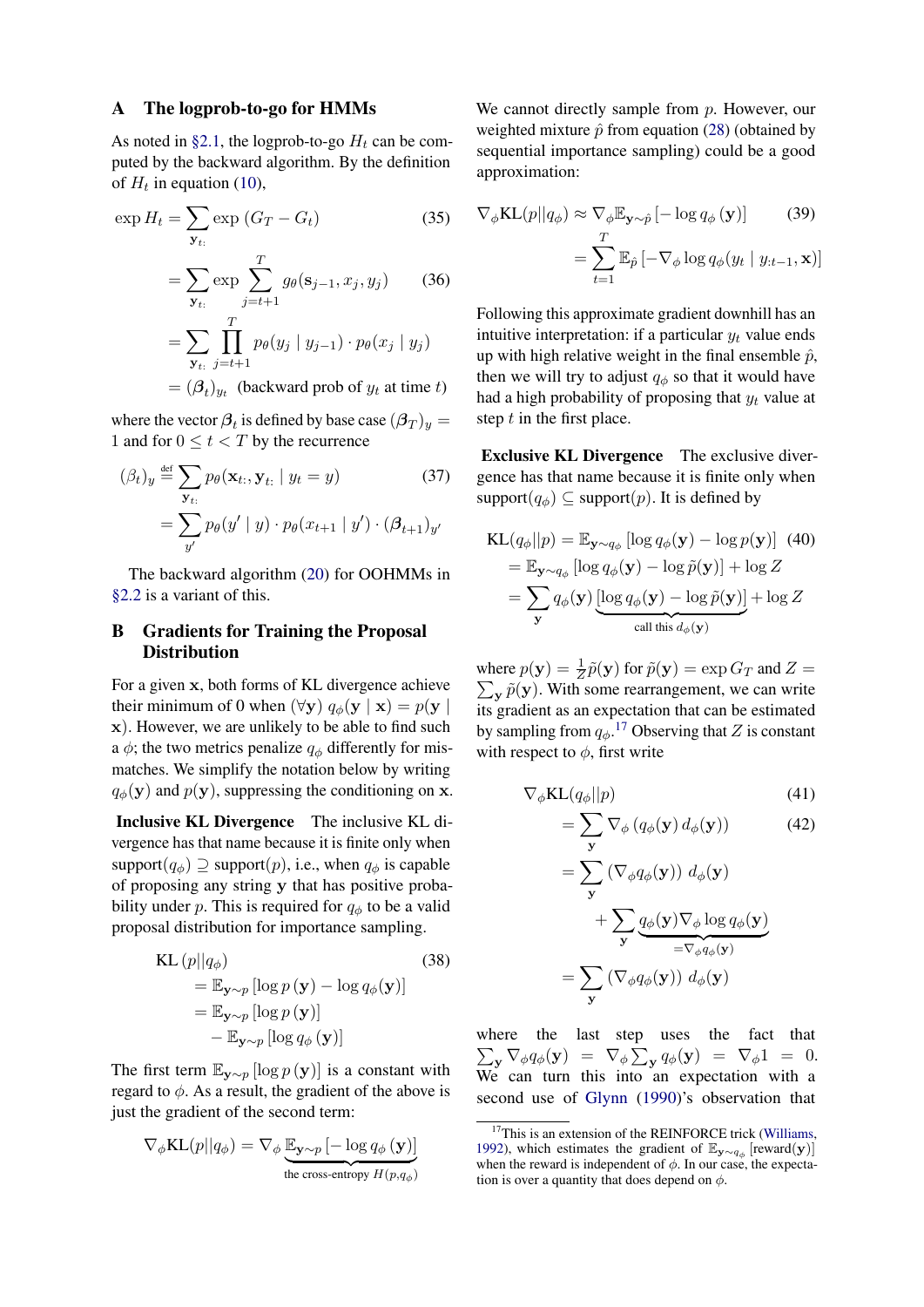## A The logprob-to-go for HMMs

As noted in §2.1, the logprob-to-go $H_t$ can be computed by the backward algorithm. By the definition of $H_t$ in equation (10),

$$
\begin{aligned}
\exp H_t &= \sum_{\mathbf{y}_{t:}} \exp\left(G_T - G_t\right) && (35)\\
&= \sum_{\mathbf{y}_{t:}} \exp \sum_{j=t+1}^{T} g_\theta(\mathbf{s}_{j-1}, x_j, y_j) && (36)\\
&= \sum_{\mathbf{y}_{t:}} \prod_{j=t+1}^{T} p_\theta(y_j \mid y_{j-1}) \cdot p_\theta(x_j \mid y_j)\\
&= (\boldsymbol{\beta}_t)_{y_t} \quad \text{(backward prob of } y_t \text{ at time } t\text{)}
\end{aligned}
$$

where the vector $\boldsymbol{\beta}_t$ is defined by base case $(\boldsymbol{\beta}_T)_y = 1$ and for $0 \leq t < T$ by the recurrence

$$
\begin{aligned}
(\beta_t)_y &\stackrel{\text{def}}{=} \sum_{\mathbf{y}_{t:}} p_\theta(\mathbf{x}_{t:}, \mathbf{y}_{t:} \mid y_t = y) && (37)\\
&= \sum_{y'} p_\theta(y' \mid y) \cdot p_\theta(x_{t+1} \mid y') \cdot (\boldsymbol{\beta}_{t+1})_{y'}
\end{aligned}
$$

The backward algorithm (20) for OOHMMs in §2.2 is a variant of this.

## B Gradients for Training the Proposal Distribution

For a given $\mathbf{x}$, both forms of KL divergence achieve their minimum of 0 when $(\forall \mathbf{y})\ q_\phi(\mathbf{y} \mid \mathbf{x}) = p(\mathbf{y} \mid \mathbf{x})$. However, we are unlikely to be able to find such a $\phi$; the two metrics penalize $q_\phi$ differently for mismatches. We simplify the notation below by writing $q_\phi(\mathbf{y})$ and $p(\mathbf{y})$, suppressing the conditioning on $\mathbf{x}$.

**Inclusive KL Divergence** The inclusive KL divergence has that name because it is finite only when $\text{support}(q_\phi) \supseteq \text{support}(p)$, i.e., when $q_\phi$ is capable of proposing any string $\mathbf{y}$ that has positive probability under $p$. This is required for $q_\phi$ to be a valid proposal distribution for importance sampling.

$$
\begin{aligned}
&\text{KL}\left(p || q_\phi\right) && (38)\\
&\quad= \mathbb{E}_{\mathbf{y}\sim p}\left[\log p\left(\mathbf{y}\right) - \log q_\phi(\mathbf{y})\right]\\
&\quad= \mathbb{E}_{\mathbf{y}\sim p}\left[\log p\left(\mathbf{y}\right)\right]\\
&\qquad - \mathbb{E}_{\mathbf{y}\sim p}\left[\log q_\phi\left(\mathbf{y}\right)\right]
\end{aligned}
$$

The first term $\mathbb{E}_{\mathbf{y}\sim p}\left[\log p\left(\mathbf{y}\right)\right]$ is a constant with regard to $\phi$. As a result, the gradient of the above is just the gradient of the second term:

$$
\nabla_\phi \text{KL}(p || q_\phi) = \nabla_\phi \underbrace{\mathbb{E}_{\mathbf{y}\sim p}\left[-\log q_\phi\left(\mathbf{y}\right)\right]}_{\text{the cross-entropy } H(p, q_\phi)}
$$

We cannot directly sample from $p$. However, our weighted mixture $\hat{p}$ from equation (28) (obtained by sequential importance sampling) could be a good approximation:

$$
\begin{aligned}
\nabla_\phi \text{KL}(p || q_\phi) &\approx \nabla_\phi \mathbb{E}_{\mathbf{y}\sim \hat{p}}\left[-\log q_\phi\left(\mathbf{y}\right)\right] && (39)\\
&= \sum_{t=1}^{T} \mathbb{E}_{\hat{p}}\left[-\nabla_\phi \log q_\phi(y_t \mid y_{:t-1}, \mathbf{x})\right]
\end{aligned}
$$

Following this approximate gradient downhill has an intuitive interpretation: if a particular $y_t$ value ends up with high relative weight in the final ensemble $\hat{p}$, then we will try to adjust $q_\phi$ so that it would have had a high probability of proposing that $y_t$ value at step $t$ in the first place.

**Exclusive KL Divergence** The exclusive divergence has that name because it is finite only when $\text{support}(q_\phi) \subseteq \text{support}(p)$. It is defined by

$$
\begin{aligned}
\text{KL}(q_\phi || p) &= \mathbb{E}_{\mathbf{y}\sim q_\phi}\left[\log q_\phi(\mathbf{y}) - \log p(\mathbf{y})\right] && (40)\\
&= \mathbb{E}_{\mathbf{y}\sim q_\phi}\left[\log q_\phi(\mathbf{y}) - \log \tilde{p}(\mathbf{y})\right] + \log Z\\
&= \sum_{\mathbf{y}} q_\phi(\mathbf{y}) \underbrace{\left[\log q_\phi(\mathbf{y}) - \log \tilde{p}(\mathbf{y})\right]}_{\text{call this } d_\phi(\mathbf{y})} + \log Z
\end{aligned}
$$

where $p(\mathbf{y}) = \frac{1}{Z}\tilde{p}(\mathbf{y})$ for $\tilde{p}(\mathbf{y}) = \exp G_T$ and $Z = \sum_{\mathbf{y}} \tilde{p}(\mathbf{y})$. With some rearrangement, we can write its gradient as an expectation that can be estimated by sampling from $q_\phi$.[17] Observing that $Z$ is constant with respect to $\phi$, first write

$$
\begin{aligned}
&\nabla_\phi \text{KL}(q_\phi || p) && (41)\\
&\quad= \sum_{\mathbf{y}} \nabla_\phi \left(q_\phi(\mathbf{y})\, d_\phi(\mathbf{y})\right) && (42)\\
&\quad= \sum_{\mathbf{y}} \left(\nabla_\phi q_\phi(\mathbf{y})\right) d_\phi(\mathbf{y})\\
&\qquad + \sum_{\mathbf{y}} \underbrace{q_\phi(\mathbf{y}) \nabla_\phi \log q_\phi(\mathbf{y})}_{=\nabla_\phi q_\phi(\mathbf{y})}\\
&\quad= \sum_{\mathbf{y}} \left(\nabla_\phi q_\phi(\mathbf{y})\right) d_\phi(\mathbf{y})
\end{aligned}
$$

where the last step uses the fact that $\sum_{\mathbf{y}} \nabla_\phi q_\phi(\mathbf{y}) = \nabla_\phi \sum_{\mathbf{y}} q_\phi(\mathbf{y}) = \nabla_\phi 1 = 0$. We can turn this into an expectation with a second use of Glynn (1990)'s observation that

[17] This is an extension of the REINFORCE trick (Williams, 1992), which estimates the gradient of $\mathbb{E}_{\mathbf{y}\sim q_\phi}[\text{reward}(\mathbf{y})]$ when the reward is independent of $\phi$. In our case, the expectation is over a quantity that does depend on $\phi$.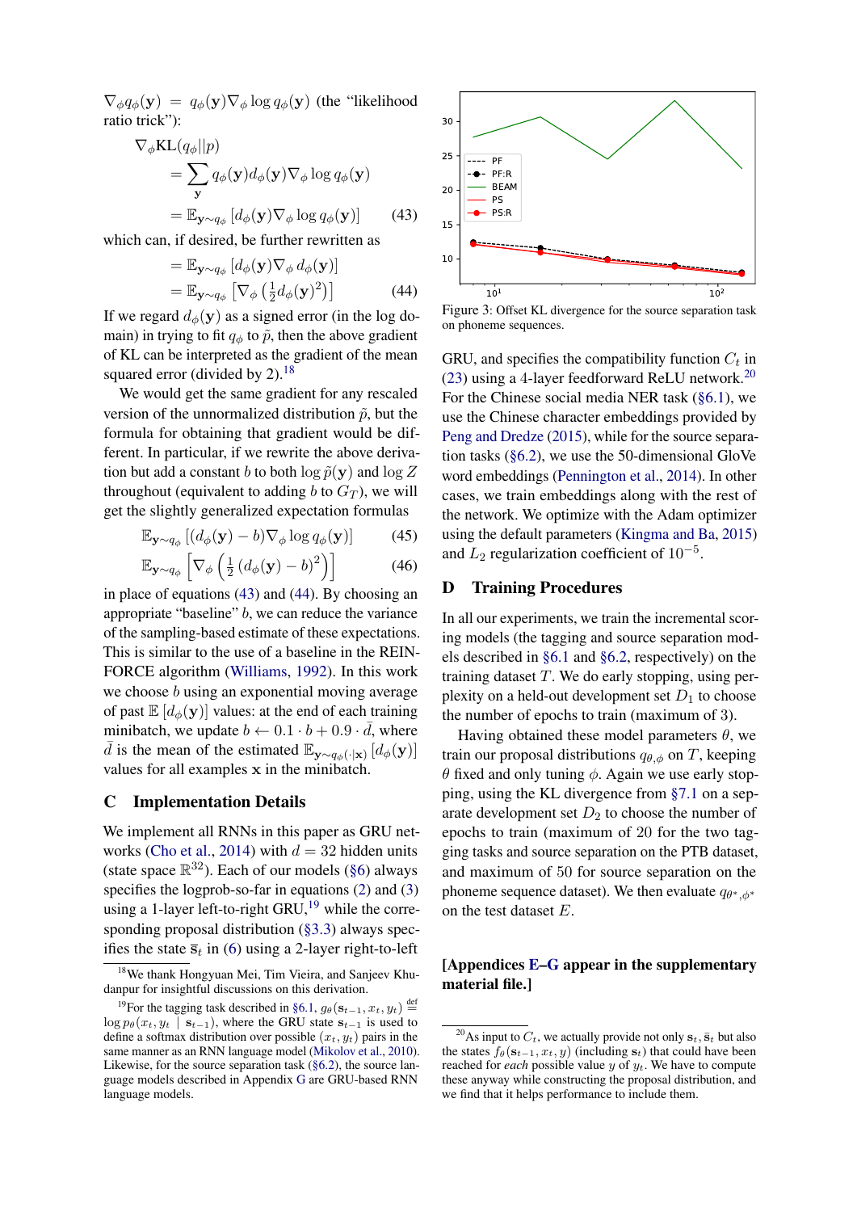$\nabla_\phi q_\phi(\mathbf{y}) = q_\phi(\mathbf{y}) \nabla_\phi \log q_\phi(\mathbf{y})$ (the "likelihood ratio trick"):

$$\begin{aligned}
\nabla_\phi \mathrm{KL}(q_\phi || p) & \\
&= \sum_{\mathbf{y}} q_\phi(\mathbf{y}) d_\phi(\mathbf{y}) \nabla_\phi \log q_\phi(\mathbf{y}) \\
&= \mathbb{E}_{\mathbf{y} \sim q_\phi} \left[ d_\phi(\mathbf{y}) \nabla_\phi \log q_\phi(\mathbf{y}) \right] \qquad (43)
\end{aligned}$$

which can, if desired, be further rewritten as

$$\begin{aligned}
&= \mathbb{E}_{\mathbf{y} \sim q_\phi} \left[ d_\phi(\mathbf{y}) \nabla_\phi d_\phi(\mathbf{y}) \right] \\
&= \mathbb{E}_{\mathbf{y} \sim q_\phi} \left[ \nabla_\phi \left( \tfrac{1}{2} d_\phi(\mathbf{y})^2 \right) \right] \qquad (44)
\end{aligned}$$

If we regard $d_\phi(\mathbf{y})$ as a signed error (in the log domain) in trying to fit $q_\phi$ to $\tilde{p}$, then the above gradient of KL can be interpreted as the gradient of the mean squared error (divided by 2).[18]

We would get the same gradient for any rescaled version of the unnormalized distribution $\tilde{p}$, but the formula for obtaining that gradient would be different. In particular, if we rewrite the above derivation but add a constant $b$ to both $\log \tilde{p}(\mathbf{y})$ and $\log Z$ throughout (equivalent to adding $b$ to $G_T$), we will get the slightly generalized expectation formulas

$$\mathbb{E}_{\mathbf{y} \sim q_\phi} \left[ (d_\phi(\mathbf{y}) - b) \nabla_\phi \log q_\phi(\mathbf{y}) \right] \qquad (45)$$

$$\mathbb{E}_{\mathbf{y} \sim q_\phi} \left[ \nabla_\phi \left( \tfrac{1}{2} (d_\phi(\mathbf{y}) - b)^2 \right) \right] \qquad (46)$$

in place of equations (43) and (44). By choosing an appropriate "baseline" $b$, we can reduce the variance of the sampling-based estimate of these expectations. This is similar to the use of a baseline in the REINFORCE algorithm (Williams, 1992). In this work we choose $b$ using an exponential moving average of past $\mathbb{E}[d_\phi(\mathbf{y})]$ values: at the end of each training minibatch, we update $b \leftarrow 0.1 \cdot b + 0.9 \cdot \bar{d}$, where $\bar{d}$ is the mean of the estimated $\mathbb{E}_{\mathbf{y} \sim q_\phi(\cdot|\mathbf{x})} [d_\phi(\mathbf{y})]$ values for all examples $\mathbf{x}$ in the minibatch.

## C Implementation Details

We implement all RNNs in this paper as GRU networks (Cho et al., 2014) with $d = 32$ hidden units (state space $\mathbb{R}^{32}$). Each of our models (§6) always specifies the logprob-so-far in equations (2) and (3) using a 1-layer left-to-right GRU,[19] while the corresponding proposal distribution (§3.3) always specifies the state $\bar{\mathbf{s}}_t$ in (6) using a 2-layer right-to-left GRU, and specifies the compatibility function $C_t$ in (23) using a 4-layer feedforward ReLU network.[20] For the Chinese social media NER task (§6.1), we use the Chinese character embeddings provided by Peng and Dredze (2015), while for the source separation tasks (§6.2), we use the 50-dimensional GloVe word embeddings (Pennington et al., 2014). In other cases, we train embeddings along with the rest of the network. We optimize with the Adam optimizer using the default parameters (Kingma and Ba, 2015) and $L_2$ regularization coefficient of $10^{-5}$.

Figure 3: Offset KL divergence for the source separation task on phoneme sequences.

## D Training Procedures

In all our experiments, we train the incremental scoring models (the tagging and source separation models described in §6.1 and §6.2, respectively) on the training dataset $T$. We do early stopping, using perplexity on a held-out development set $D_1$ to choose the number of epochs to train (maximum of 3).

Having obtained these model parameters $\theta$, we train our proposal distributions $q_{\theta,\phi}$ on $T$, keeping $\theta$ fixed and only tuning $\phi$. Again we use early stopping, using the KL divergence from §7.1 on a separate development set $D_2$ to choose the number of epochs to train (maximum of 20 for the two tagging tasks and source separation on the PTB dataset, and maximum of 50 for source separation on the phoneme sequence dataset). We then evaluate $q_{\theta^*,\phi^*}$ on the test dataset $E$.

**[Appendices E–G appear in the supplementary material file.]**

---

[18] We thank Hongyuan Mei, Tim Vieira, and Sanjeev Khudanpur for insightful discussions on this derivation.

[19] For the tagging task described in §6.1, $g_\theta(\mathbf{s}_{t-1}, x_t, y_t) \stackrel{\text{def}}{=} \log p_\theta(x_t, y_t \mid \mathbf{s}_{t-1})$, where the GRU state $\mathbf{s}_{t-1}$ is used to define a softmax distribution over possible $(x_t, y_t)$ pairs in the same manner as an RNN language model (Mikolov et al., 2010). Likewise, for the source separation task (§6.2), the source language models described in Appendix G are GRU-based RNN language models.

[20] As input to $C_t$, we actually provide not only $\mathbf{s}_t, \bar{\mathbf{s}}_t$ but also the states $f_\theta(\mathbf{s}_{t-1}, x_t, y)$ (including $\mathbf{s}_t$) that could have been reached for *each* possible value $y$ of $y_t$. We have to compute these anyway while constructing the proposal distribution, and we find that it helps performance to include them.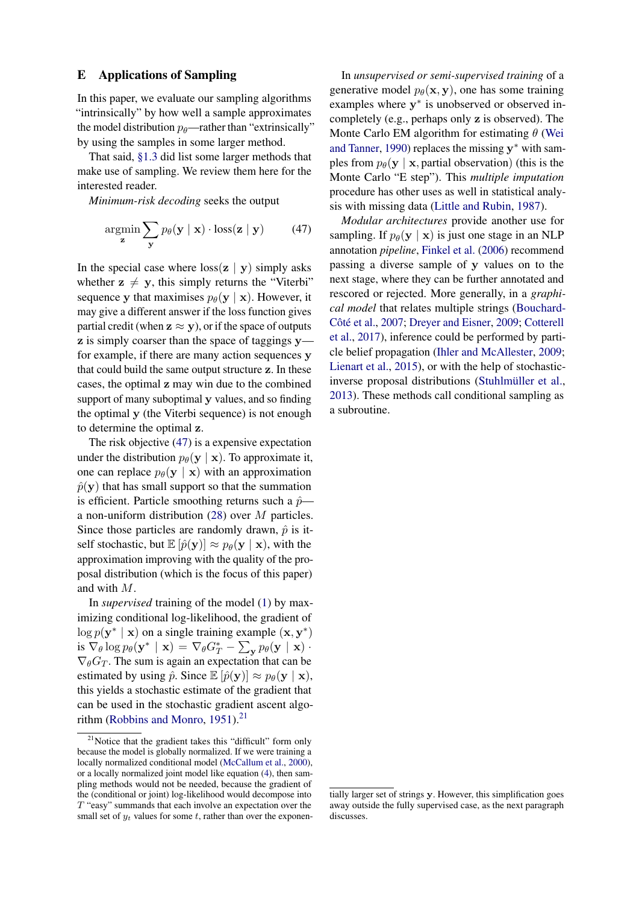## E Applications of Sampling

In this paper, we evaluate our sampling algorithms "intrinsically" by how well a sample approximates the model distribution $p_\theta$—rather than "extrinsically" by using the samples in some larger method.

That said, §1.3 did list some larger methods that make use of sampling. We review them here for the interested reader.

*Minimum-risk decoding* seeks the output

$$\underset{\mathbf{z}}{\text{argmin}} \sum_{\mathbf{y}} p_\theta(\mathbf{y} \mid \mathbf{x}) \cdot \text{loss}(\mathbf{z} \mid \mathbf{y}) \tag{47}$$

In the special case where $\text{loss}(\mathbf{z} \mid \mathbf{y})$ simply asks whether $\mathbf{z} \neq \mathbf{y}$, this simply returns the "Viterbi" sequence $\mathbf{y}$ that maximises $p_\theta(\mathbf{y} \mid \mathbf{x})$. However, it may give a different answer if the loss function gives partial credit (when $\mathbf{z} \approx \mathbf{y}$), or if the space of outputs $\mathbf{z}$ is simply coarser than the space of taggings $\mathbf{y}$—for example, if there are many action sequences $\mathbf{y}$ that could build the same output structure $\mathbf{z}$. In these cases, the optimal $\mathbf{z}$ may win due to the combined support of many suboptimal $\mathbf{y}$ values, and so finding the optimal $\mathbf{y}$ (the Viterbi sequence) is not enough to determine the optimal $\mathbf{z}$.

The risk objective (47) is a expensive expectation under the distribution $p_\theta(\mathbf{y} \mid \mathbf{x})$. To approximate it, one can replace $p_\theta(\mathbf{y} \mid \mathbf{x})$ with an approximation $\hat{p}(\mathbf{y})$ that has small support so that the summation is efficient. Particle smoothing returns such a $\hat{p}$—a non-uniform distribution (28) over $M$ particles. Since those particles are randomly drawn, $\hat{p}$ is itself stochastic, but $\mathbb{E}[\hat{p}(\mathbf{y})] \approx p_\theta(\mathbf{y} \mid \mathbf{x})$, with the approximation improving with the quality of the proposal distribution (which is the focus of this paper) and with $M$.

In *supervised* training of the model (1) by maximizing conditional log-likelihood, the gradient of $\log p(\mathbf{y}^* \mid \mathbf{x})$ on a single training example $(\mathbf{x}, \mathbf{y}^*)$ is $\nabla_\theta \log p_\theta(\mathbf{y}^* \mid \mathbf{x}) = \nabla_\theta G_T^* - \sum_{\mathbf{y}} p_\theta(\mathbf{y} \mid \mathbf{x}) \cdot \nabla_\theta G_T$. The sum is again an expectation that can be estimated by using $\hat{p}$. Since $\mathbb{E}[\hat{p}(\mathbf{y})] \approx p_\theta(\mathbf{y} \mid \mathbf{x})$, this yields a stochastic estimate of the gradient that can be used in the stochastic gradient ascent algorithm (Robbins and Monro, 1951).[21]

In *unsupervised or semi-supervised training* of a generative model $p_\theta(\mathbf{x}, \mathbf{y})$, one has some training examples where $\mathbf{y}^*$ is unobserved or observed incompletely (e.g., perhaps only $\mathbf{z}$ is observed). The Monte Carlo EM algorithm for estimating $\theta$ (Wei and Tanner, 1990) replaces the missing $\mathbf{y}^*$ with samples from $p_\theta(\mathbf{y} \mid \mathbf{x}, \text{partial observation})$ (this is the Monte Carlo "E step"). This *multiple imputation* procedure has other uses as well in statistical analysis with missing data (Little and Rubin, 1987).

*Modular architectures* provide another use for sampling. If $p_\theta(\mathbf{y} \mid \mathbf{x})$ is just one stage in an NLP annotation *pipeline*, Finkel et al. (2006) recommend passing a diverse sample of $\mathbf{y}$ values on to the next stage, where they can be further annotated and rescored or rejected. More generally, in a *graphical model* that relates multiple strings (Bouchard-Côté et al., 2007; Dreyer and Eisner, 2009; Cotterell et al., 2017), inference could be performed by particle belief propagation (Ihler and McAllester, 2009; Lienart et al., 2015), or with the help of stochastic-inverse proposal distributions (Stuhlmüller et al., 2013). These methods call conditional sampling as a subroutine.

[21] Notice that the gradient takes this "difficult" form only because the model is globally normalized. If we were training a locally normalized conditional model (McCallum et al., 2000), or a locally normalized joint model like equation (4), then sampling methods would not be needed, because the gradient of the (conditional or joint) log-likelihood would decompose into $T$ "easy" summands that each involve an expectation over the small set of $y_t$ values for some $t$, rather than over the exponentially larger set of strings $\mathbf{y}$. However, this simplification goes away outside the fully supervised case, as the next paragraph discusses.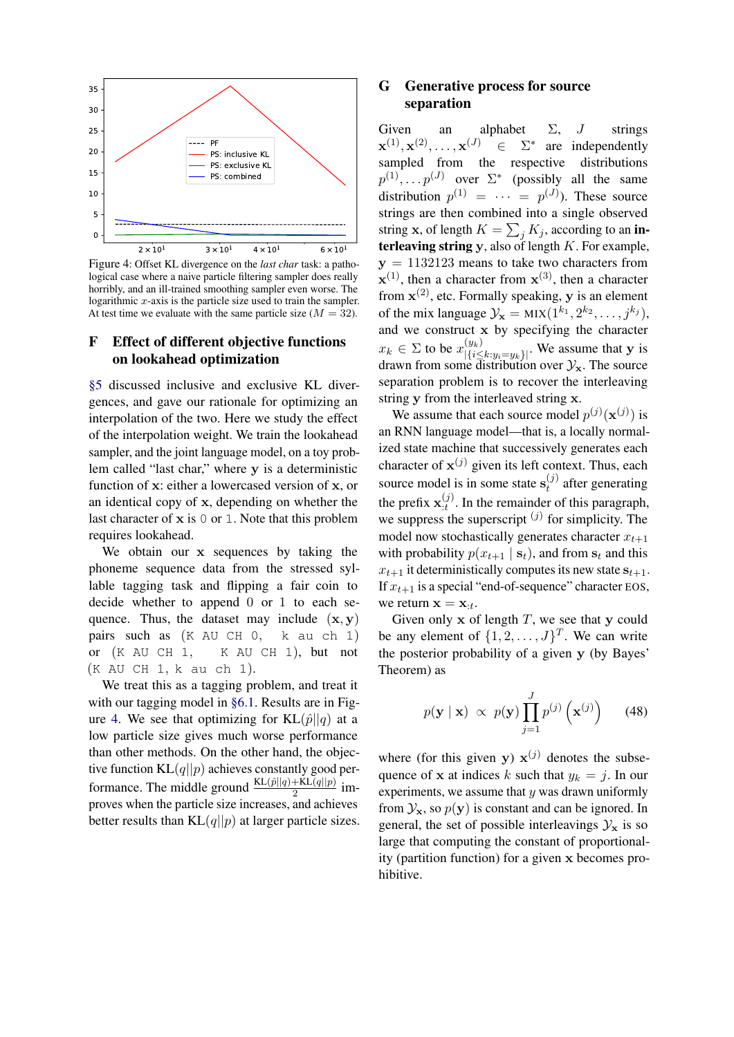35
30
25
20
15
10
5
0

PF
PS: inclusive KL
PS: exclusive KL
PS: combined

$2\times10^1$ $3\times10^1$ $4\times10^1$ $6\times10^1$

Figure 4: Offset KL divergence on the *last char* task: a pathological case where a naive particle filtering sampler does really horribly, and an ill-trained smoothing sampler even worse. The logarithmic $x$-axis is the particle size used to train the sampler. At test time we evaluate with the same particle size ($M = 32$).

## F Effect of different objective functions on lookahead optimization

§5 discussed inclusive and exclusive KL divergences, and gave our rationale for optimizing an interpolation of the two. Here we study the effect of the interpolation weight. We train the lookahead sampler, and the joint language model, on a toy problem called "last char," where $\mathbf{y}$ is a deterministic function of $\mathbf{x}$: either a lowercased version of $\mathbf{x}$, or an identical copy of $\mathbf{x}$, depending on whether the last character of $\mathbf{x}$ is `0` or `1`. Note that this problem requires lookahead.

We obtain our $\mathbf{x}$ sequences by taking the phoneme sequence data from the stressed syllable tagging task and flipping a fair coin to decide whether to append 0 or 1 to each sequence. Thus, the dataset may include $(\mathbf{x}, \mathbf{y})$ pairs such as (`K AU CH 0`, `k au ch 1`) or (`K AU CH 1`, `K AU CH 1`), but not (`K AU CH 1`, `k au ch 1`).

We treat this as a tagging problem, and treat it with our tagging model in §6.1. Results are in Figure 4. We see that optimizing for $\mathrm{KL}(\hat{p}||q)$ at a low particle size gives much worse performance than other methods. On the other hand, the objective function $\mathrm{KL}(q||p)$ achieves constantly good performance. The middle ground $\frac{\mathrm{KL}(\hat{p}||q)+\mathrm{KL}(q||p)}{2}$ improves when the particle size increases, and achieves better results than $\mathrm{KL}(q||p)$ at larger particle sizes.

## G Generative process for source separation

Given an alphabet $\Sigma$, $J$ strings $\mathbf{x}^{(1)}, \mathbf{x}^{(2)}, \ldots, \mathbf{x}^{(J)} \in \Sigma^*$ are independently sampled from the respective distributions $p^{(1)}, \ldots p^{(J)}$ over $\Sigma^*$ (possibly all the same distribution $p^{(1)} = \cdots = p^{(J)}$). These source strings are then combined into a single observed string $\mathbf{x}$, of length $K = \sum_j K_j$, according to an **interleaving string** $\mathbf{y}$, also of length $K$. For example, $\mathbf{y} = 1132123$ means to take two characters from $\mathbf{x}^{(1)}$, then a character from $\mathbf{x}^{(3)}$, then a character from $\mathbf{x}^{(2)}$, etc. Formally speaking, $\mathbf{y}$ is an element of the mix language $\mathcal{Y}_{\mathbf{x}} = \textsc{mix}(1^{k_1}, 2^{k_2}, \ldots, j^{k_j})$, and we construct $\mathbf{x}$ by specifying the character $x_k \in \Sigma$ to be $x^{(y_k)}_{|\{i \le k: y_i = y_k\}|}$. We assume that $\mathbf{y}$ is drawn from some distribution over $\mathcal{Y}_{\mathbf{x}}$. The source separation problem is to recover the interleaving string $\mathbf{y}$ from the interleaved string $\mathbf{x}$.

We assume that each source model $p^{(j)}(\mathbf{x}^{(j)})$ is an RNN language model—that is, a locally normalized state machine that successively generates each character of $\mathbf{x}^{(j)}$ given its left context. Thus, each source model is in some state $\mathbf{s}^{(j)}_t$ after generating the prefix $\mathbf{x}^{(j)}_{:t}$. In the remainder of this paragraph, we suppress the superscript $^{(j)}$ for simplicity. The model now stochastically generates character $x_{t+1}$ with probability $p(x_{t+1} \mid \mathbf{s}_t)$, and from $\mathbf{s}_t$ and this $x_{t+1}$ it deterministically computes its new state $\mathbf{s}_{t+1}$. If $x_{t+1}$ is a special "end-of-sequence" character EOS, we return $\mathbf{x} = \mathbf{x}_{:t}$.

Given only $\mathbf{x}$ of length $T$, we see that $\mathbf{y}$ could be any element of $\{1, 2, \ldots, J\}^T$. We can write the posterior probability of a given $\mathbf{y}$ (by Bayes' Theorem) as

$$p(\mathbf{y} \mid \mathbf{x}) \;\propto\; p(\mathbf{y}) \prod_{j=1}^{J} p^{(j)}\left(\mathbf{x}^{(j)}\right) \qquad (48)$$

where (for this given $\mathbf{y}$) $\mathbf{x}^{(j)}$ denotes the subsequence of $\mathbf{x}$ at indices $k$ such that $y_k = j$. In our experiments, we assume that $y$ was drawn uniformly from $\mathcal{Y}_{\mathbf{x}}$, so $p(\mathbf{y})$ is constant and can be ignored. In general, the set of possible interleavings $\mathcal{Y}_{\mathbf{x}}$ is so large that computing the constant of proportionality (partition function) for a given $\mathbf{x}$ becomes prohibitive.